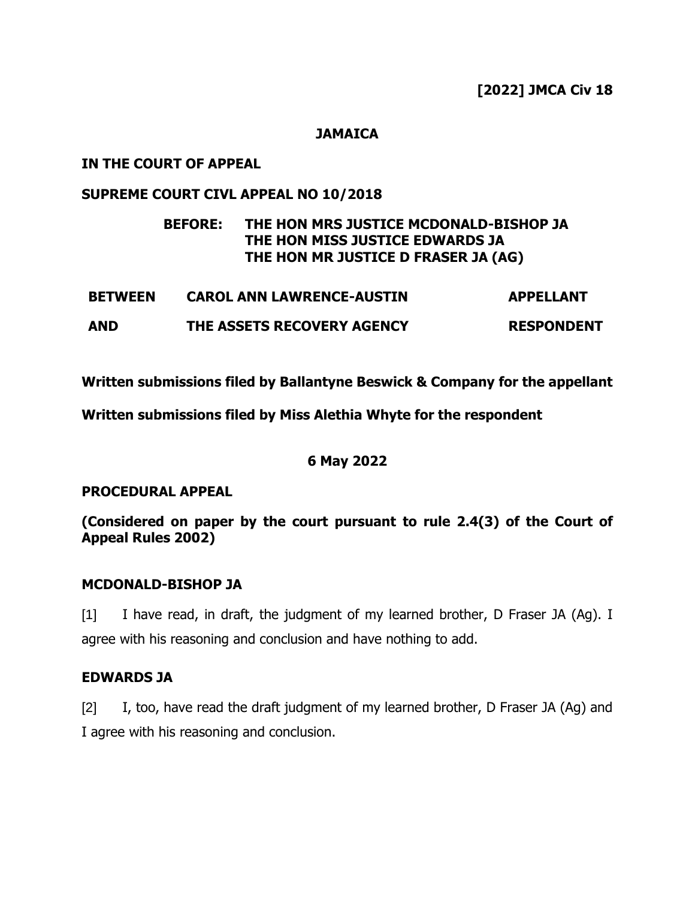**[2022] JMCA Civ 18**

**JAMAICA**

**IN THE COURT OF APPEAL**

**SUPREME COURT CIVL APPEAL NO 10/2018**

**BEFORE: THE HON MRS JUSTICE MCDONALD-BISHOP JA**
**THE HON MISS JUSTICE EDWARDS JA**
**THE HON MR JUSTICE D FRASER JA (AG)**

| | | |
|---|---|---|
| **BETWEEN** | **CAROL ANN LAWRENCE-AUSTIN** | **APPELLANT** |
| **AND** | **THE ASSETS RECOVERY AGENCY** | **RESPONDENT** |

**Written submissions filed by Ballantyne Beswick & Company for the appellant**

**Written submissions filed by Miss Alethia Whyte for the respondent**

**6 May 2022**

**PROCEDURAL APPEAL**

**(Considered on paper by the court pursuant to rule 2.4(3) of the Court of Appeal Rules 2002)**

**MCDONALD-BISHOP JA**

[1] I have read, in draft, the judgment of my learned brother, D Fraser JA (Ag). I agree with his reasoning and conclusion and have nothing to add.

**EDWARDS JA**

[2] I, too, have read the draft judgment of my learned brother, D Fraser JA (Ag) and I agree with his reasoning and conclusion.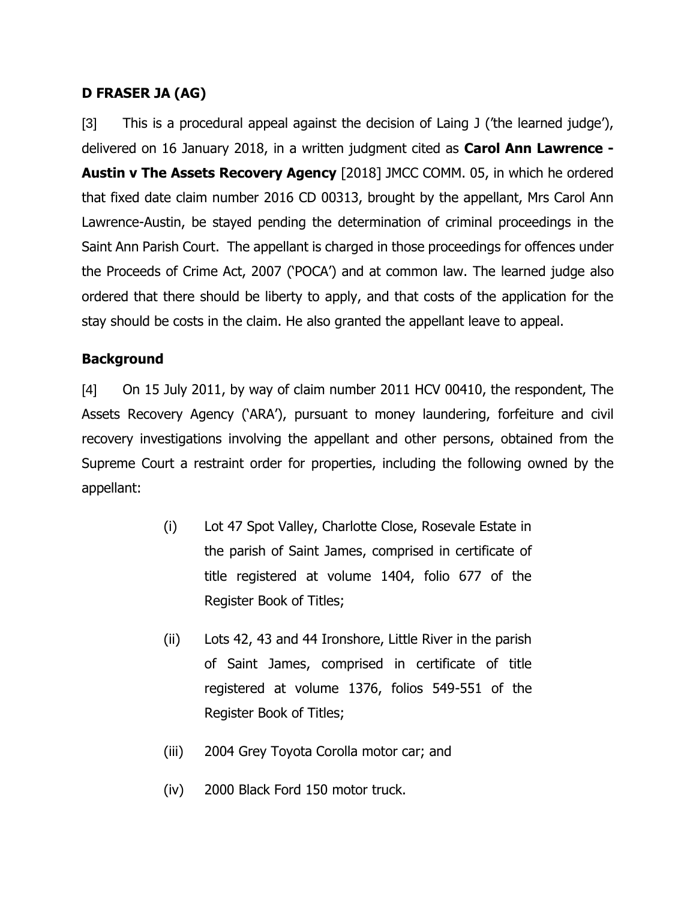**D FRASER JA (AG)**

[3] This is a procedural appeal against the decision of Laing J ('the learned judge'), delivered on 16 January 2018, in a written judgment cited as **Carol Ann Lawrence - Austin v The Assets Recovery Agency** [2018] JMCC COMM. 05, in which he ordered that fixed date claim number 2016 CD 00313, brought by the appellant, Mrs Carol Ann Lawrence-Austin, be stayed pending the determination of criminal proceedings in the Saint Ann Parish Court. The appellant is charged in those proceedings for offences under the Proceeds of Crime Act, 2007 ('POCA') and at common law. The learned judge also ordered that there should be liberty to apply, and that costs of the application for the stay should be costs in the claim. He also granted the appellant leave to appeal.

**Background**

[4] On 15 July 2011, by way of claim number 2011 HCV 00410, the respondent, The Assets Recovery Agency ('ARA'), pursuant to money laundering, forfeiture and civil recovery investigations involving the appellant and other persons, obtained from the Supreme Court a restraint order for properties, including the following owned by the appellant:

(i) Lot 47 Spot Valley, Charlotte Close, Rosevale Estate in the parish of Saint James, comprised in certificate of title registered at volume 1404, folio 677 of the Register Book of Titles;

(ii) Lots 42, 43 and 44 Ironshore, Little River in the parish of Saint James, comprised in certificate of title registered at volume 1376, folios 549-551 of the Register Book of Titles;

(iii) 2004 Grey Toyota Corolla motor car; and

(iv) 2000 Black Ford 150 motor truck.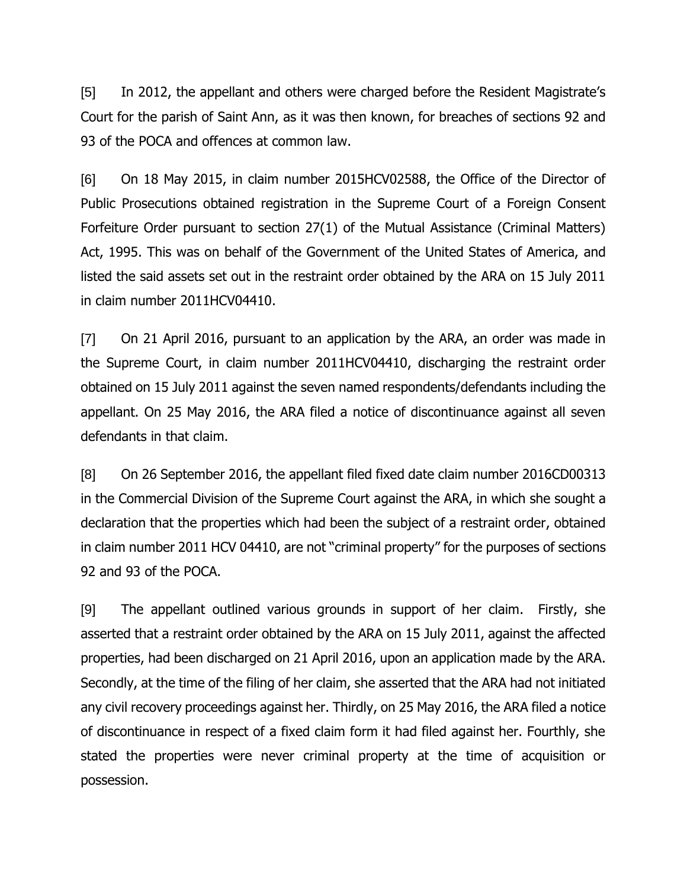[5] In 2012, the appellant and others were charged before the Resident Magistrate's Court for the parish of Saint Ann, as it was then known, for breaches of sections 92 and 93 of the POCA and offences at common law.

[6] On 18 May 2015, in claim number 2015HCV02588, the Office of the Director of Public Prosecutions obtained registration in the Supreme Court of a Foreign Consent Forfeiture Order pursuant to section 27(1) of the Mutual Assistance (Criminal Matters) Act, 1995. This was on behalf of the Government of the United States of America, and listed the said assets set out in the restraint order obtained by the ARA on 15 July 2011 in claim number 2011HCV04410.

[7] On 21 April 2016, pursuant to an application by the ARA, an order was made in the Supreme Court, in claim number 2011HCV04410, discharging the restraint order obtained on 15 July 2011 against the seven named respondents/defendants including the appellant. On 25 May 2016, the ARA filed a notice of discontinuance against all seven defendants in that claim.

[8] On 26 September 2016, the appellant filed fixed date claim number 2016CD00313 in the Commercial Division of the Supreme Court against the ARA, in which she sought a declaration that the properties which had been the subject of a restraint order, obtained in claim number 2011 HCV 04410, are not "criminal property" for the purposes of sections 92 and 93 of the POCA.

[9] The appellant outlined various grounds in support of her claim. Firstly, she asserted that a restraint order obtained by the ARA on 15 July 2011, against the affected properties, had been discharged on 21 April 2016, upon an application made by the ARA. Secondly, at the time of the filing of her claim, she asserted that the ARA had not initiated any civil recovery proceedings against her. Thirdly, on 25 May 2016, the ARA filed a notice of discontinuance in respect of a fixed claim form it had filed against her. Fourthly, she stated the properties were never criminal property at the time of acquisition or possession.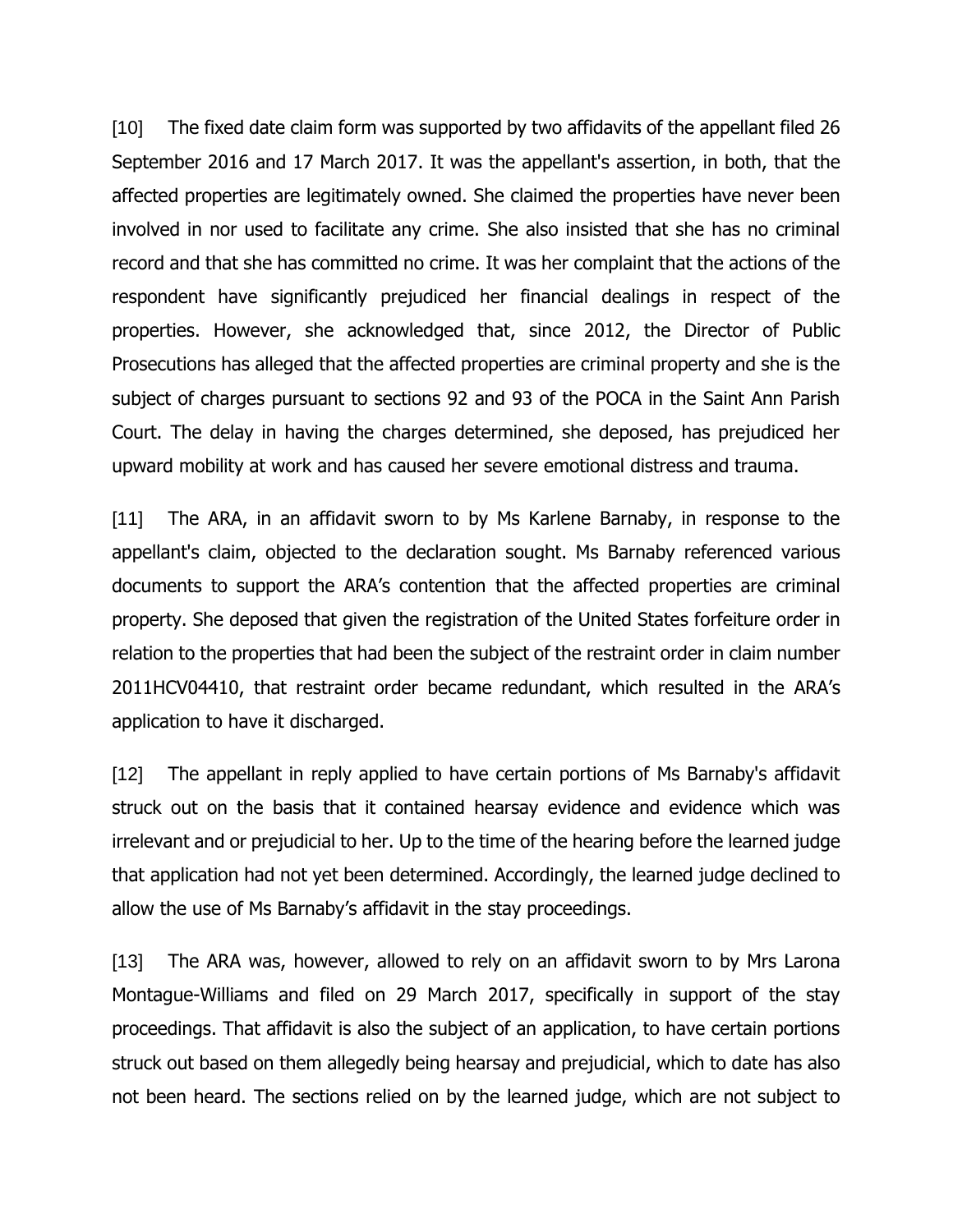[10] The fixed date claim form was supported by two affidavits of the appellant filed 26 September 2016 and 17 March 2017. It was the appellant's assertion, in both, that the affected properties are legitimately owned. She claimed the properties have never been involved in nor used to facilitate any crime. She also insisted that she has no criminal record and that she has committed no crime. It was her complaint that the actions of the respondent have significantly prejudiced her financial dealings in respect of the properties. However, she acknowledged that, since 2012, the Director of Public Prosecutions has alleged that the affected properties are criminal property and she is the subject of charges pursuant to sections 92 and 93 of the POCA in the Saint Ann Parish Court. The delay in having the charges determined, she deposed, has prejudiced her upward mobility at work and has caused her severe emotional distress and trauma.

[11] The ARA, in an affidavit sworn to by Ms Karlene Barnaby, in response to the appellant's claim, objected to the declaration sought. Ms Barnaby referenced various documents to support the ARA's contention that the affected properties are criminal property. She deposed that given the registration of the United States forfeiture order in relation to the properties that had been the subject of the restraint order in claim number 2011HCV04410, that restraint order became redundant, which resulted in the ARA's application to have it discharged.

[12] The appellant in reply applied to have certain portions of Ms Barnaby's affidavit struck out on the basis that it contained hearsay evidence and evidence which was irrelevant and or prejudicial to her. Up to the time of the hearing before the learned judge that application had not yet been determined. Accordingly, the learned judge declined to allow the use of Ms Barnaby's affidavit in the stay proceedings.

[13] The ARA was, however, allowed to rely on an affidavit sworn to by Mrs Larona Montague-Williams and filed on 29 March 2017, specifically in support of the stay proceedings. That affidavit is also the subject of an application, to have certain portions struck out based on them allegedly being hearsay and prejudicial, which to date has also not been heard. The sections relied on by the learned judge, which are not subject to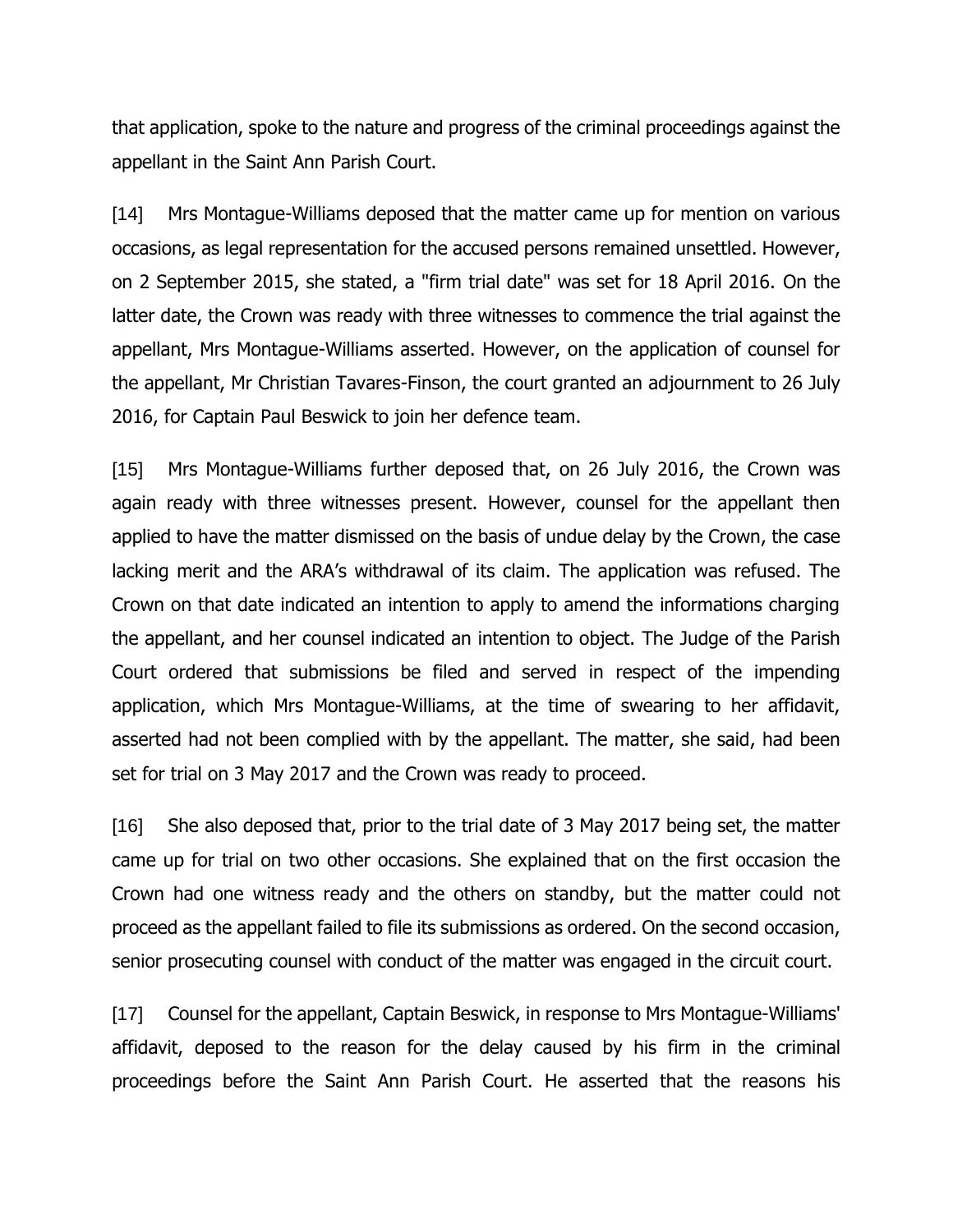that application, spoke to the nature and progress of the criminal proceedings against the appellant in the Saint Ann Parish Court.

[14] Mrs Montague-Williams deposed that the matter came up for mention on various occasions, as legal representation for the accused persons remained unsettled. However, on 2 September 2015, she stated, a "firm trial date" was set for 18 April 2016. On the latter date, the Crown was ready with three witnesses to commence the trial against the appellant, Mrs Montague-Williams asserted. However, on the application of counsel for the appellant, Mr Christian Tavares-Finson, the court granted an adjournment to 26 July 2016, for Captain Paul Beswick to join her defence team.

[15] Mrs Montague-Williams further deposed that, on 26 July 2016, the Crown was again ready with three witnesses present. However, counsel for the appellant then applied to have the matter dismissed on the basis of undue delay by the Crown, the case lacking merit and the ARA's withdrawal of its claim. The application was refused. The Crown on that date indicated an intention to apply to amend the informations charging the appellant, and her counsel indicated an intention to object. The Judge of the Parish Court ordered that submissions be filed and served in respect of the impending application, which Mrs Montague-Williams, at the time of swearing to her affidavit, asserted had not been complied with by the appellant. The matter, she said, had been set for trial on 3 May 2017 and the Crown was ready to proceed.

[16] She also deposed that, prior to the trial date of 3 May 2017 being set, the matter came up for trial on two other occasions. She explained that on the first occasion the Crown had one witness ready and the others on standby, but the matter could not proceed as the appellant failed to file its submissions as ordered. On the second occasion, senior prosecuting counsel with conduct of the matter was engaged in the circuit court.

[17] Counsel for the appellant, Captain Beswick, in response to Mrs Montague-Williams' affidavit, deposed to the reason for the delay caused by his firm in the criminal proceedings before the Saint Ann Parish Court. He asserted that the reasons his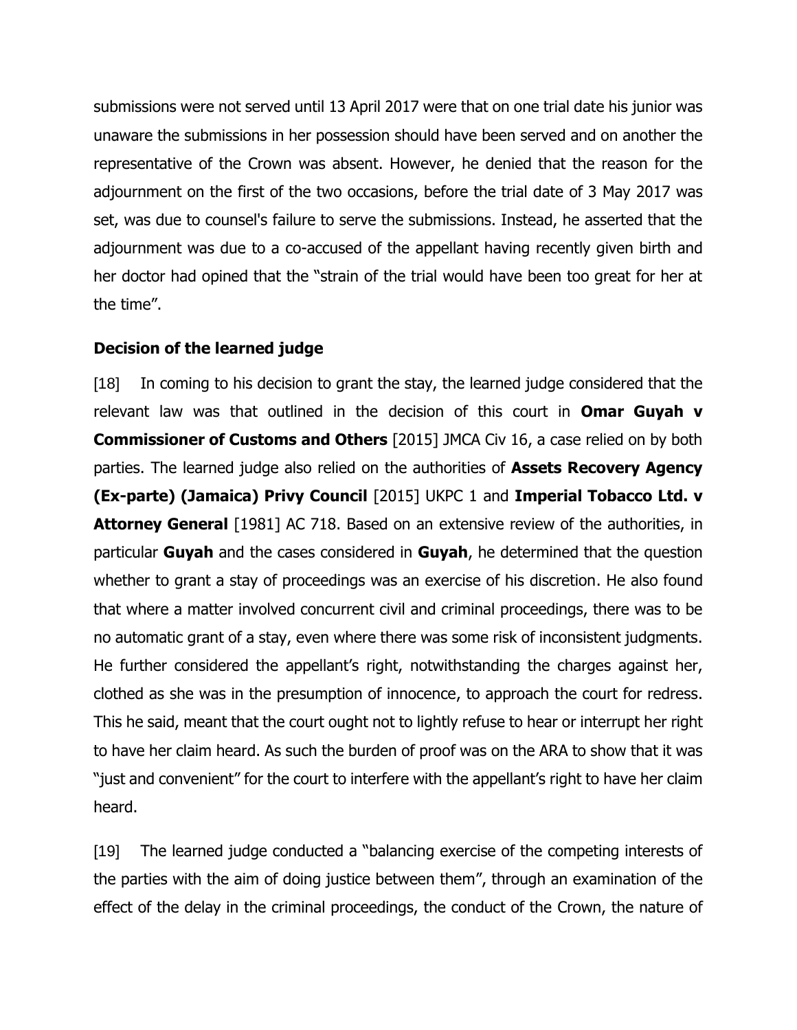submissions were not served until 13 April 2017 were that on one trial date his junior was unaware the submissions in her possession should have been served and on another the representative of the Crown was absent. However, he denied that the reason for the adjournment on the first of the two occasions, before the trial date of 3 May 2017 was set, was due to counsel's failure to serve the submissions. Instead, he asserted that the adjournment was due to a co-accused of the appellant having recently given birth and her doctor had opined that the "strain of the trial would have been too great for her at the time".

## Decision of the learned judge

[18] In coming to his decision to grant the stay, the learned judge considered that the relevant law was that outlined in the decision of this court in **Omar Guyah v Commissioner of Customs and Others** [2015] JMCA Civ 16, a case relied on by both parties. The learned judge also relied on the authorities of **Assets Recovery Agency (Ex-parte) (Jamaica) Privy Council** [2015] UKPC 1 and **Imperial Tobacco Ltd. v Attorney General** [1981] AC 718. Based on an extensive review of the authorities, in particular **Guyah** and the cases considered in **Guyah**, he determined that the question whether to grant a stay of proceedings was an exercise of his discretion. He also found that where a matter involved concurrent civil and criminal proceedings, there was to be no automatic grant of a stay, even where there was some risk of inconsistent judgments. He further considered the appellant's right, notwithstanding the charges against her, clothed as she was in the presumption of innocence, to approach the court for redress. This he said, meant that the court ought not to lightly refuse to hear or interrupt her right to have her claim heard. As such the burden of proof was on the ARA to show that it was "just and convenient" for the court to interfere with the appellant's right to have her claim heard.

[19] The learned judge conducted a "balancing exercise of the competing interests of the parties with the aim of doing justice between them", through an examination of the effect of the delay in the criminal proceedings, the conduct of the Crown, the nature of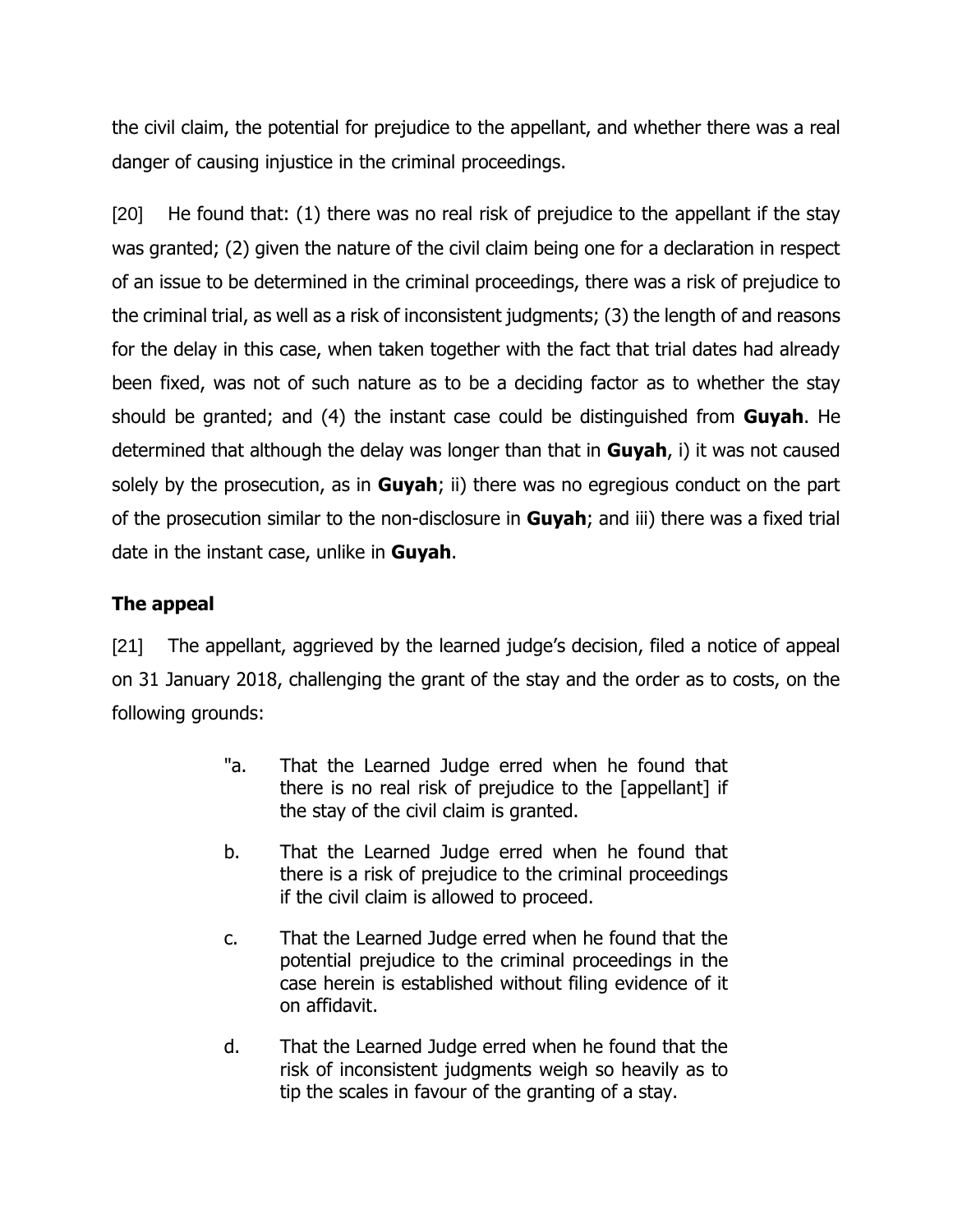the civil claim, the potential for prejudice to the appellant, and whether there was a real danger of causing injustice in the criminal proceedings.

[20] He found that: (1) there was no real risk of prejudice to the appellant if the stay was granted; (2) given the nature of the civil claim being one for a declaration in respect of an issue to be determined in the criminal proceedings, there was a risk of prejudice to the criminal trial, as well as a risk of inconsistent judgments; (3) the length of and reasons for the delay in this case, when taken together with the fact that trial dates had already been fixed, was not of such nature as to be a deciding factor as to whether the stay should be granted; and (4) the instant case could be distinguished from **Guyah**. He determined that although the delay was longer than that in **Guyah**, i) it was not caused solely by the prosecution, as in **Guyah**; ii) there was no egregious conduct on the part of the prosecution similar to the non-disclosure in **Guyah**; and iii) there was a fixed trial date in the instant case, unlike in **Guyah**.

## The appeal

[21] The appellant, aggrieved by the learned judge's decision, filed a notice of appeal on 31 January 2018, challenging the grant of the stay and the order as to costs, on the following grounds:

> "a. That the Learned Judge erred when he found that there is no real risk of prejudice to the [appellant] if the stay of the civil claim is granted.
>
> b. That the Learned Judge erred when he found that there is a risk of prejudice to the criminal proceedings if the civil claim is allowed to proceed.
>
> c. That the Learned Judge erred when he found that the potential prejudice to the criminal proceedings in the case herein is established without filing evidence of it on affidavit.
>
> d. That the Learned Judge erred when he found that the risk of inconsistent judgments weigh so heavily as to tip the scales in favour of the granting of a stay.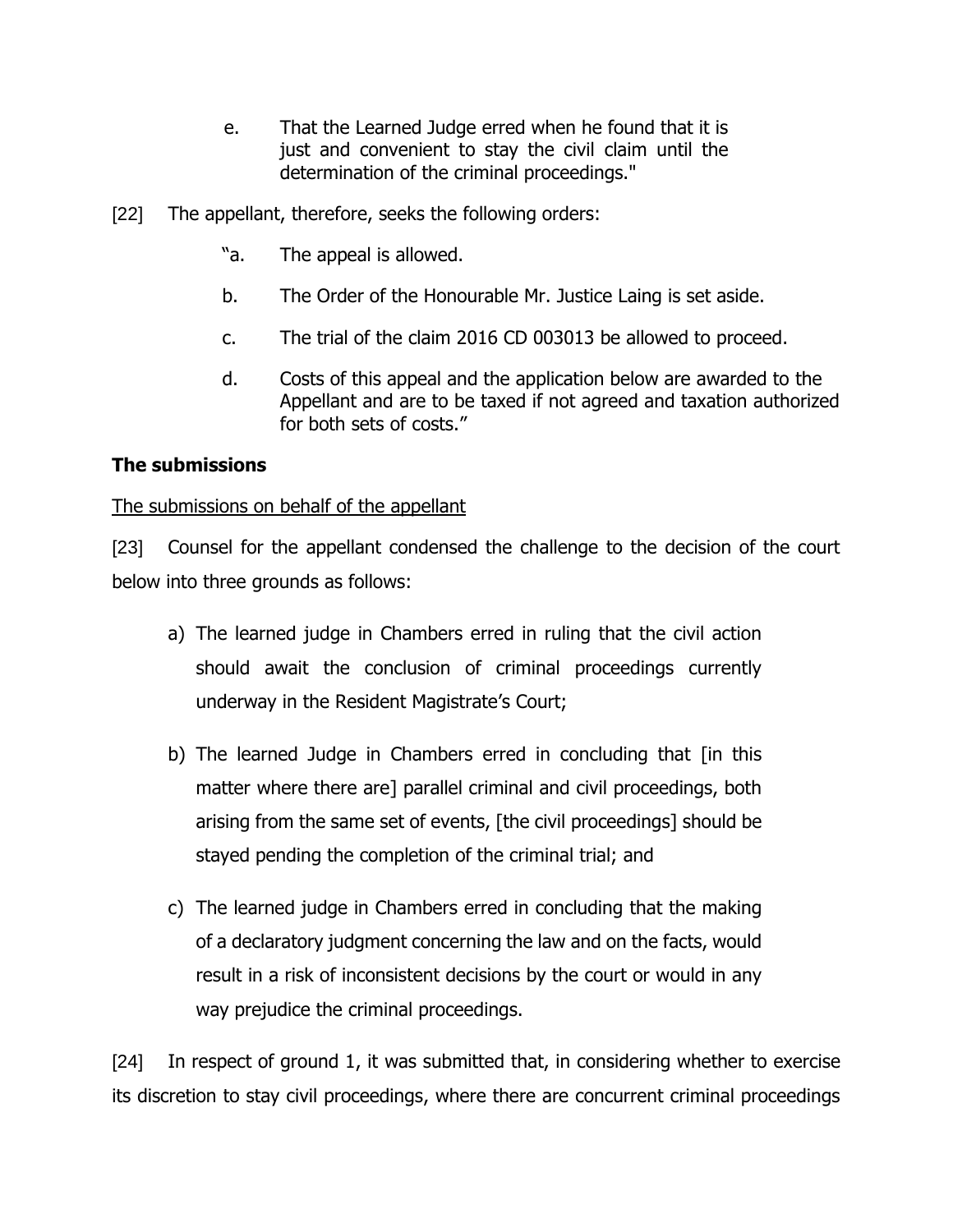e. That the Learned Judge erred when he found that it is just and convenient to stay the civil claim until the determination of the criminal proceedings."

[22] The appellant, therefore, seeks the following orders:

"a. The appeal is allowed.

b. The Order of the Honourable Mr. Justice Laing is set aside.

c. The trial of the claim 2016 CD 003013 be allowed to proceed.

d. Costs of this appeal and the application below are awarded to the Appellant and are to be taxed if not agreed and taxation authorized for both sets of costs."

**The submissions**

<u>The submissions on behalf of the appellant</u>

[23] Counsel for the appellant condensed the challenge to the decision of the court below into three grounds as follows:

a) The learned judge in Chambers erred in ruling that the civil action should await the conclusion of criminal proceedings currently underway in the Resident Magistrate's Court;

b) The learned Judge in Chambers erred in concluding that [in this matter where there are] parallel criminal and civil proceedings, both arising from the same set of events, [the civil proceedings] should be stayed pending the completion of the criminal trial; and

c) The learned judge in Chambers erred in concluding that the making of a declaratory judgment concerning the law and on the facts, would result in a risk of inconsistent decisions by the court or would in any way prejudice the criminal proceedings.

[24] In respect of ground 1, it was submitted that, in considering whether to exercise its discretion to stay civil proceedings, where there are concurrent criminal proceedings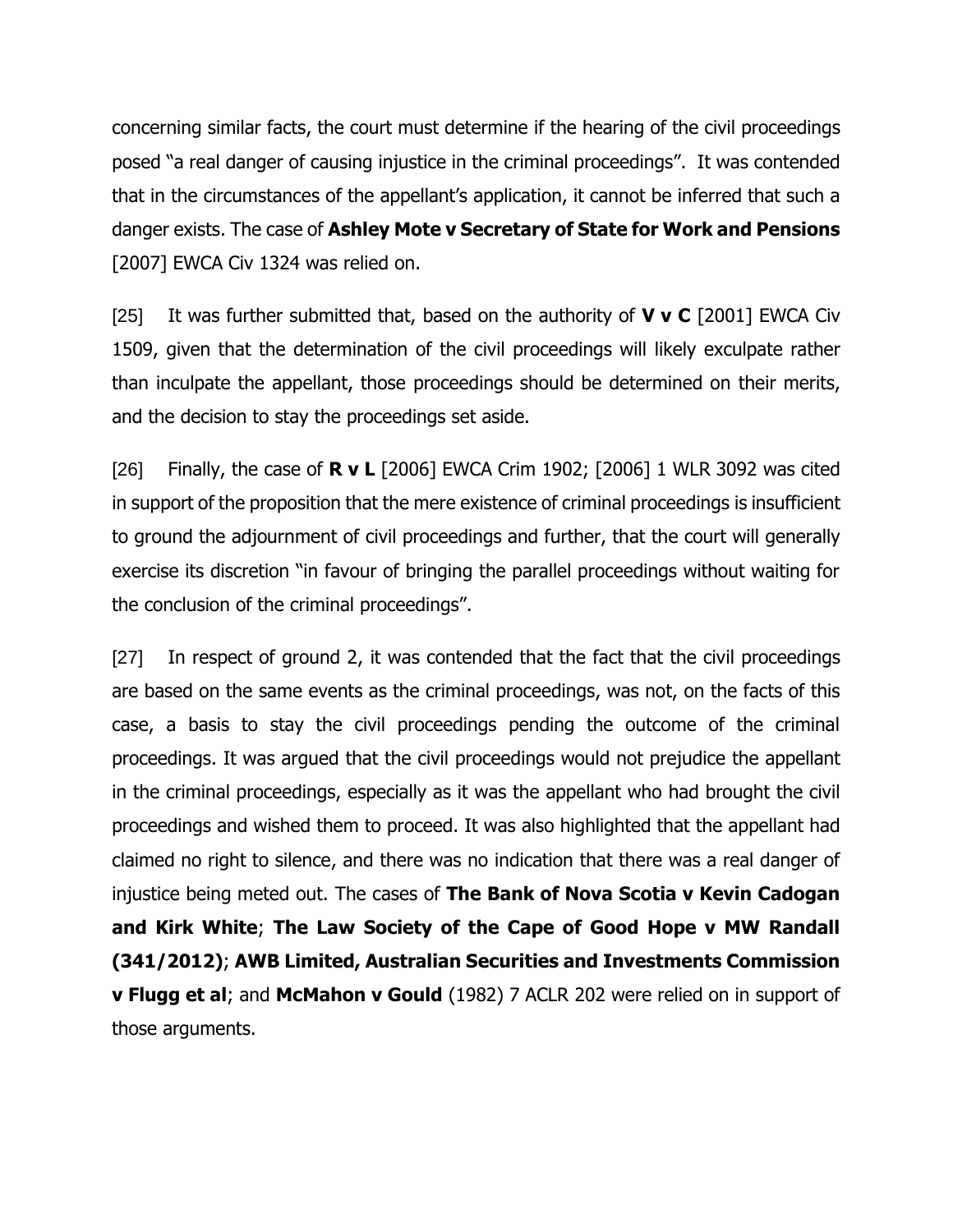concerning similar facts, the court must determine if the hearing of the civil proceedings posed "a real danger of causing injustice in the criminal proceedings". It was contended that in the circumstances of the appellant's application, it cannot be inferred that such a danger exists. The case of **Ashley Mote v Secretary of State for Work and Pensions** [2007] EWCA Civ 1324 was relied on.

[25] It was further submitted that, based on the authority of **V v C** [2001] EWCA Civ 1509, given that the determination of the civil proceedings will likely exculpate rather than inculpate the appellant, those proceedings should be determined on their merits, and the decision to stay the proceedings set aside.

[26] Finally, the case of **R v L** [2006] EWCA Crim 1902; [2006] 1 WLR 3092 was cited in support of the proposition that the mere existence of criminal proceedings is insufficient to ground the adjournment of civil proceedings and further, that the court will generally exercise its discretion "in favour of bringing the parallel proceedings without waiting for the conclusion of the criminal proceedings".

[27] In respect of ground 2, it was contended that the fact that the civil proceedings are based on the same events as the criminal proceedings, was not, on the facts of this case, a basis to stay the civil proceedings pending the outcome of the criminal proceedings. It was argued that the civil proceedings would not prejudice the appellant in the criminal proceedings, especially as it was the appellant who had brought the civil proceedings and wished them to proceed. It was also highlighted that the appellant had claimed no right to silence, and there was no indication that there was a real danger of injustice being meted out. The cases of **The Bank of Nova Scotia v Kevin Cadogan and Kirk White**; **The Law Society of the Cape of Good Hope v MW Randall (341/2012)**; **AWB Limited, Australian Securities and Investments Commission v Flugg et al**; and **McMahon v Gould** (1982) 7 ACLR 202 were relied on in support of those arguments.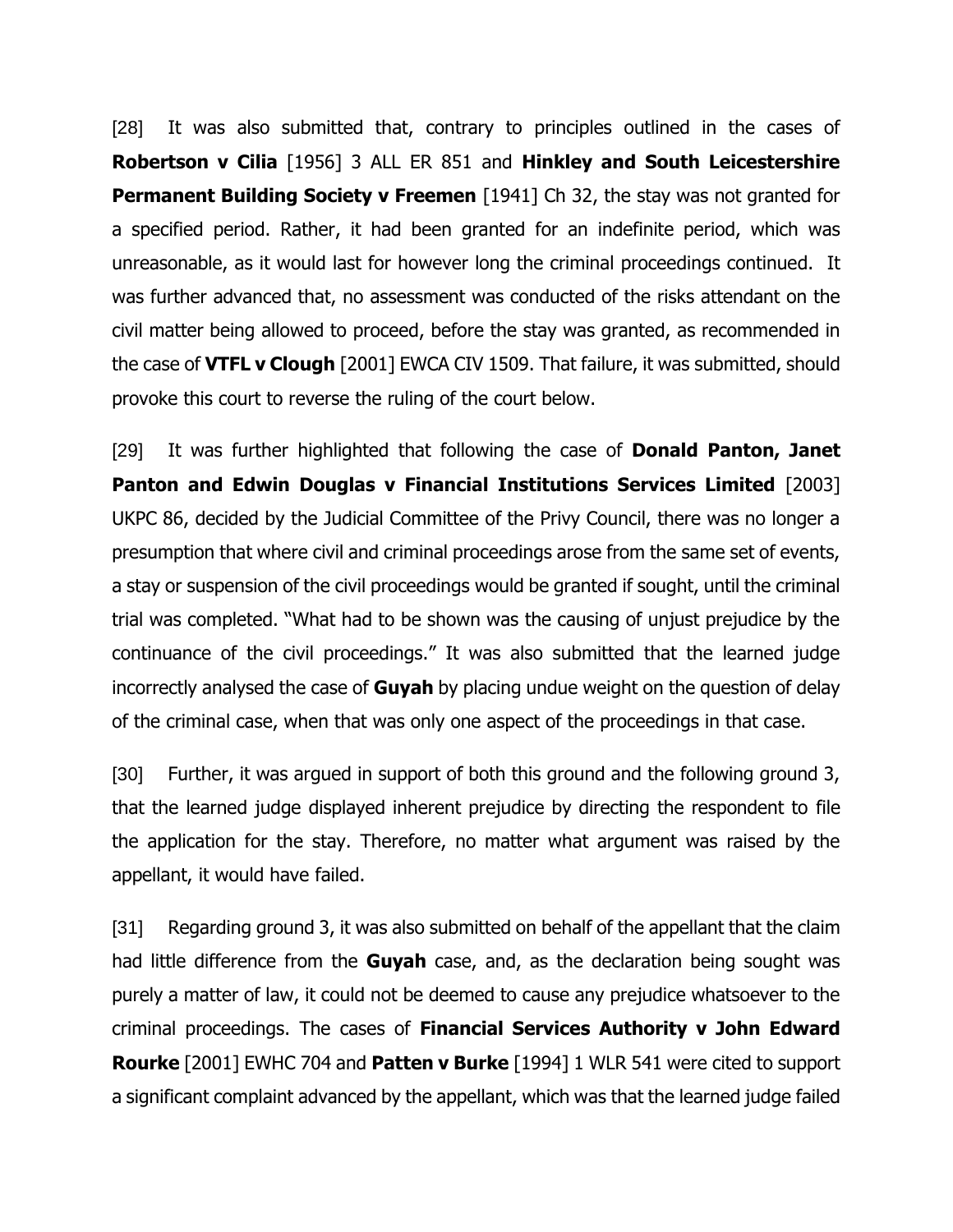[28] It was also submitted that, contrary to principles outlined in the cases of **Robertson v Cilia** [1956] 3 ALL ER 851 and **Hinkley and South Leicestershire Permanent Building Society v Freemen** [1941] Ch 32, the stay was not granted for a specified period. Rather, it had been granted for an indefinite period, which was unreasonable, as it would last for however long the criminal proceedings continued. It was further advanced that, no assessment was conducted of the risks attendant on the civil matter being allowed to proceed, before the stay was granted, as recommended in the case of **VTFL v Clough** [2001] EWCA CIV 1509. That failure, it was submitted, should provoke this court to reverse the ruling of the court below.

[29] It was further highlighted that following the case of **Donald Panton, Janet Panton and Edwin Douglas v Financial Institutions Services Limited** [2003] UKPC 86, decided by the Judicial Committee of the Privy Council, there was no longer a presumption that where civil and criminal proceedings arose from the same set of events, a stay or suspension of the civil proceedings would be granted if sought, until the criminal trial was completed. "What had to be shown was the causing of unjust prejudice by the continuance of the civil proceedings." It was also submitted that the learned judge incorrectly analysed the case of **Guyah** by placing undue weight on the question of delay of the criminal case, when that was only one aspect of the proceedings in that case.

[30] Further, it was argued in support of both this ground and the following ground 3, that the learned judge displayed inherent prejudice by directing the respondent to file the application for the stay. Therefore, no matter what argument was raised by the appellant, it would have failed.

[31] Regarding ground 3, it was also submitted on behalf of the appellant that the claim had little difference from the **Guyah** case, and, as the declaration being sought was purely a matter of law, it could not be deemed to cause any prejudice whatsoever to the criminal proceedings. The cases of **Financial Services Authority v John Edward Rourke** [2001] EWHC 704 and **Patten v Burke** [1994] 1 WLR 541 were cited to support a significant complaint advanced by the appellant, which was that the learned judge failed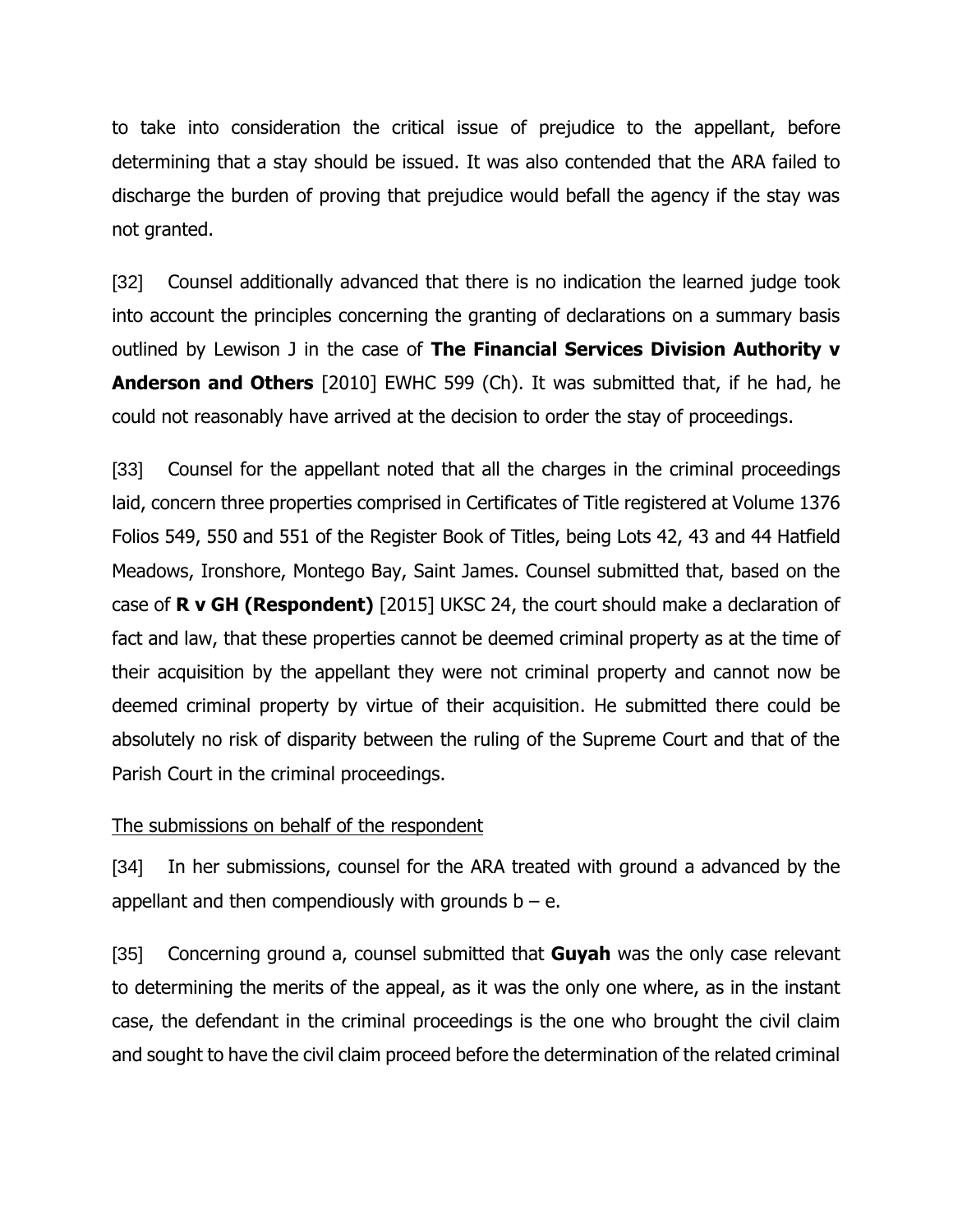to take into consideration the critical issue of prejudice to the appellant, before determining that a stay should be issued. It was also contended that the ARA failed to discharge the burden of proving that prejudice would befall the agency if the stay was not granted.

[32] Counsel additionally advanced that there is no indication the learned judge took into account the principles concerning the granting of declarations on a summary basis outlined by Lewison J in the case of **The Financial Services Division Authority v Anderson and Others** [2010] EWHC 599 (Ch). It was submitted that, if he had, he could not reasonably have arrived at the decision to order the stay of proceedings.

[33] Counsel for the appellant noted that all the charges in the criminal proceedings laid, concern three properties comprised in Certificates of Title registered at Volume 1376 Folios 549, 550 and 551 of the Register Book of Titles, being Lots 42, 43 and 44 Hatfield Meadows, Ironshore, Montego Bay, Saint James. Counsel submitted that, based on the case of **R v GH (Respondent)** [2015] UKSC 24, the court should make a declaration of fact and law, that these properties cannot be deemed criminal property as at the time of their acquisition by the appellant they were not criminal property and cannot now be deemed criminal property by virtue of their acquisition. He submitted there could be absolutely no risk of disparity between the ruling of the Supreme Court and that of the Parish Court in the criminal proceedings.

<u>The submissions on behalf of the respondent</u>

[34] In her submissions, counsel for the ARA treated with ground a advanced by the appellant and then compendiously with grounds b – e.

[35] Concerning ground a, counsel submitted that **Guyah** was the only case relevant to determining the merits of the appeal, as it was the only one where, as in the instant case, the defendant in the criminal proceedings is the one who brought the civil claim and sought to have the civil claim proceed before the determination of the related criminal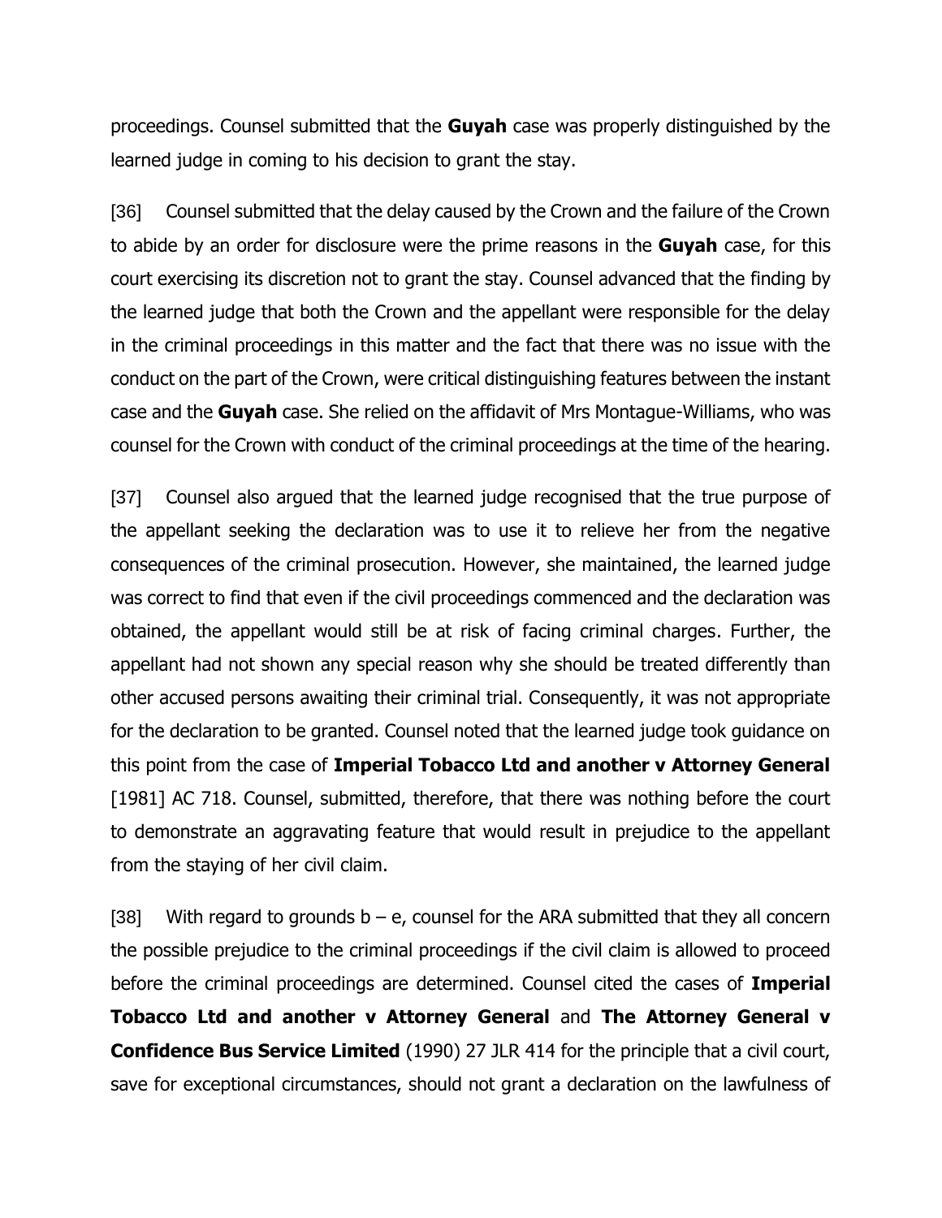proceedings. Counsel submitted that the **Guyah** case was properly distinguished by the learned judge in coming to his decision to grant the stay.

[36] Counsel submitted that the delay caused by the Crown and the failure of the Crown to abide by an order for disclosure were the prime reasons in the **Guyah** case, for this court exercising its discretion not to grant the stay. Counsel advanced that the finding by the learned judge that both the Crown and the appellant were responsible for the delay in the criminal proceedings in this matter and the fact that there was no issue with the conduct on the part of the Crown, were critical distinguishing features between the instant case and the **Guyah** case. She relied on the affidavit of Mrs Montague-Williams, who was counsel for the Crown with conduct of the criminal proceedings at the time of the hearing.

[37] Counsel also argued that the learned judge recognised that the true purpose of the appellant seeking the declaration was to use it to relieve her from the negative consequences of the criminal prosecution. However, she maintained, the learned judge was correct to find that even if the civil proceedings commenced and the declaration was obtained, the appellant would still be at risk of facing criminal charges. Further, the appellant had not shown any special reason why she should be treated differently than other accused persons awaiting their criminal trial. Consequently, it was not appropriate for the declaration to be granted. Counsel noted that the learned judge took guidance on this point from the case of **Imperial Tobacco Ltd and another v Attorney General** [1981] AC 718. Counsel, submitted, therefore, that there was nothing before the court to demonstrate an aggravating feature that would result in prejudice to the appellant from the staying of her civil claim.

[38] With regard to grounds b – e, counsel for the ARA submitted that they all concern the possible prejudice to the criminal proceedings if the civil claim is allowed to proceed before the criminal proceedings are determined. Counsel cited the cases of **Imperial Tobacco Ltd and another v Attorney General** and **The Attorney General v Confidence Bus Service Limited** (1990) 27 JLR 414 for the principle that a civil court, save for exceptional circumstances, should not grant a declaration on the lawfulness of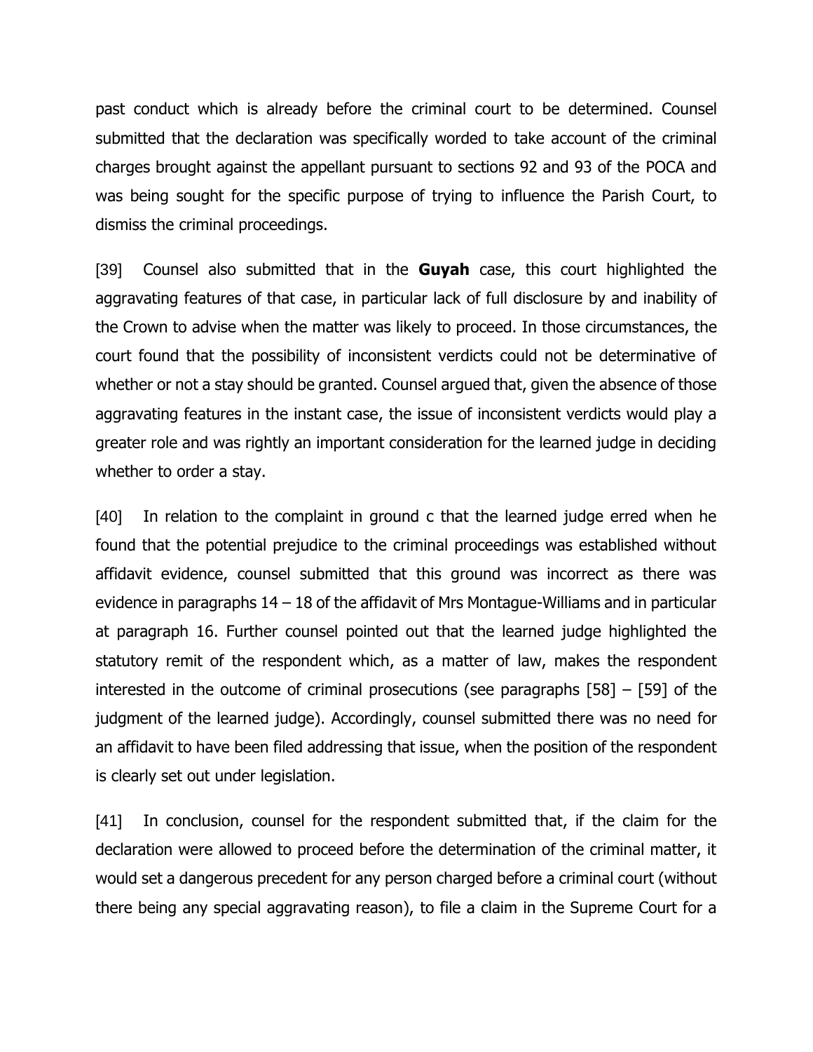past conduct which is already before the criminal court to be determined. Counsel submitted that the declaration was specifically worded to take account of the criminal charges brought against the appellant pursuant to sections 92 and 93 of the POCA and was being sought for the specific purpose of trying to influence the Parish Court, to dismiss the criminal proceedings.

[39] Counsel also submitted that in the **Guyah** case, this court highlighted the aggravating features of that case, in particular lack of full disclosure by and inability of the Crown to advise when the matter was likely to proceed. In those circumstances, the court found that the possibility of inconsistent verdicts could not be determinative of whether or not a stay should be granted. Counsel argued that, given the absence of those aggravating features in the instant case, the issue of inconsistent verdicts would play a greater role and was rightly an important consideration for the learned judge in deciding whether to order a stay.

[40] In relation to the complaint in ground c that the learned judge erred when he found that the potential prejudice to the criminal proceedings was established without affidavit evidence, counsel submitted that this ground was incorrect as there was evidence in paragraphs 14 – 18 of the affidavit of Mrs Montague-Williams and in particular at paragraph 16. Further counsel pointed out that the learned judge highlighted the statutory remit of the respondent which, as a matter of law, makes the respondent interested in the outcome of criminal prosecutions (see paragraphs [58] – [59] of the judgment of the learned judge). Accordingly, counsel submitted there was no need for an affidavit to have been filed addressing that issue, when the position of the respondent is clearly set out under legislation.

[41] In conclusion, counsel for the respondent submitted that, if the claim for the declaration were allowed to proceed before the determination of the criminal matter, it would set a dangerous precedent for any person charged before a criminal court (without there being any special aggravating reason), to file a claim in the Supreme Court for a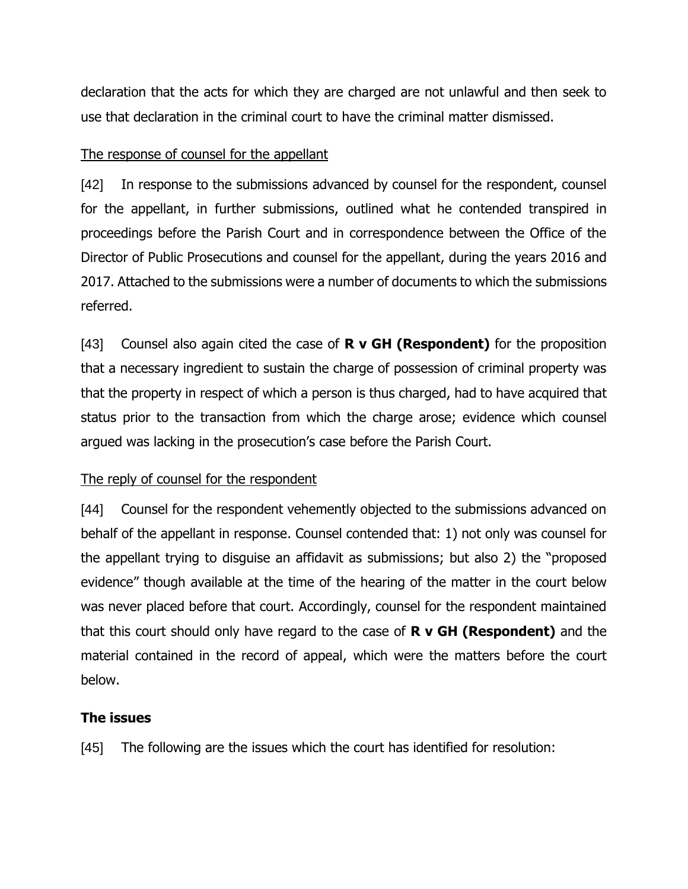declaration that the acts for which they are charged are not unlawful and then seek to use that declaration in the criminal court to have the criminal matter dismissed.

<u>The response of counsel for the appellant</u>

[42] In response to the submissions advanced by counsel for the respondent, counsel for the appellant, in further submissions, outlined what he contended transpired in proceedings before the Parish Court and in correspondence between the Office of the Director of Public Prosecutions and counsel for the appellant, during the years 2016 and 2017. Attached to the submissions were a number of documents to which the submissions referred.

[43] Counsel also again cited the case of **R v GH (Respondent)** for the proposition that a necessary ingredient to sustain the charge of possession of criminal property was that the property in respect of which a person is thus charged, had to have acquired that status prior to the transaction from which the charge arose; evidence which counsel argued was lacking in the prosecution's case before the Parish Court.

<u>The reply of counsel for the respondent</u>

[44] Counsel for the respondent vehemently objected to the submissions advanced on behalf of the appellant in response. Counsel contended that: 1) not only was counsel for the appellant trying to disguise an affidavit as submissions; but also 2) the "proposed evidence" though available at the time of the hearing of the matter in the court below was never placed before that court. Accordingly, counsel for the respondent maintained that this court should only have regard to the case of **R v GH (Respondent)** and the material contained in the record of appeal, which were the matters before the court below.

## The issues

[45] The following are the issues which the court has identified for resolution: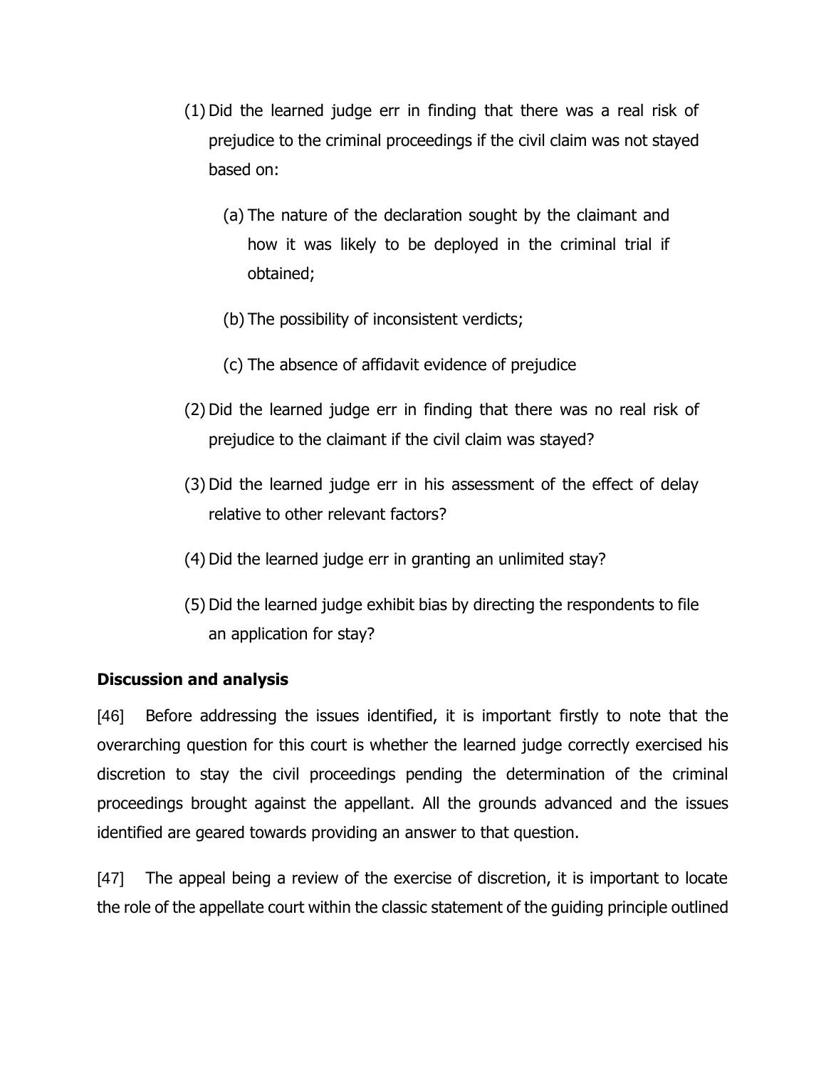(1) Did the learned judge err in finding that there was a real risk of prejudice to the criminal proceedings if the civil claim was not stayed based on:

   (a) The nature of the declaration sought by the claimant and how it was likely to be deployed in the criminal trial if obtained;

   (b) The possibility of inconsistent verdicts;

   (c) The absence of affidavit evidence of prejudice

(2) Did the learned judge err in finding that there was no real risk of prejudice to the claimant if the civil claim was stayed?

(3) Did the learned judge err in his assessment of the effect of delay relative to other relevant factors?

(4) Did the learned judge err in granting an unlimited stay?

(5) Did the learned judge exhibit bias by directing the respondents to file an application for stay?

**Discussion and analysis**

[46] Before addressing the issues identified, it is important firstly to note that the overarching question for this court is whether the learned judge correctly exercised his discretion to stay the civil proceedings pending the determination of the criminal proceedings brought against the appellant. All the grounds advanced and the issues identified are geared towards providing an answer to that question.

[47] The appeal being a review of the exercise of discretion, it is important to locate the role of the appellate court within the classic statement of the guiding principle outlined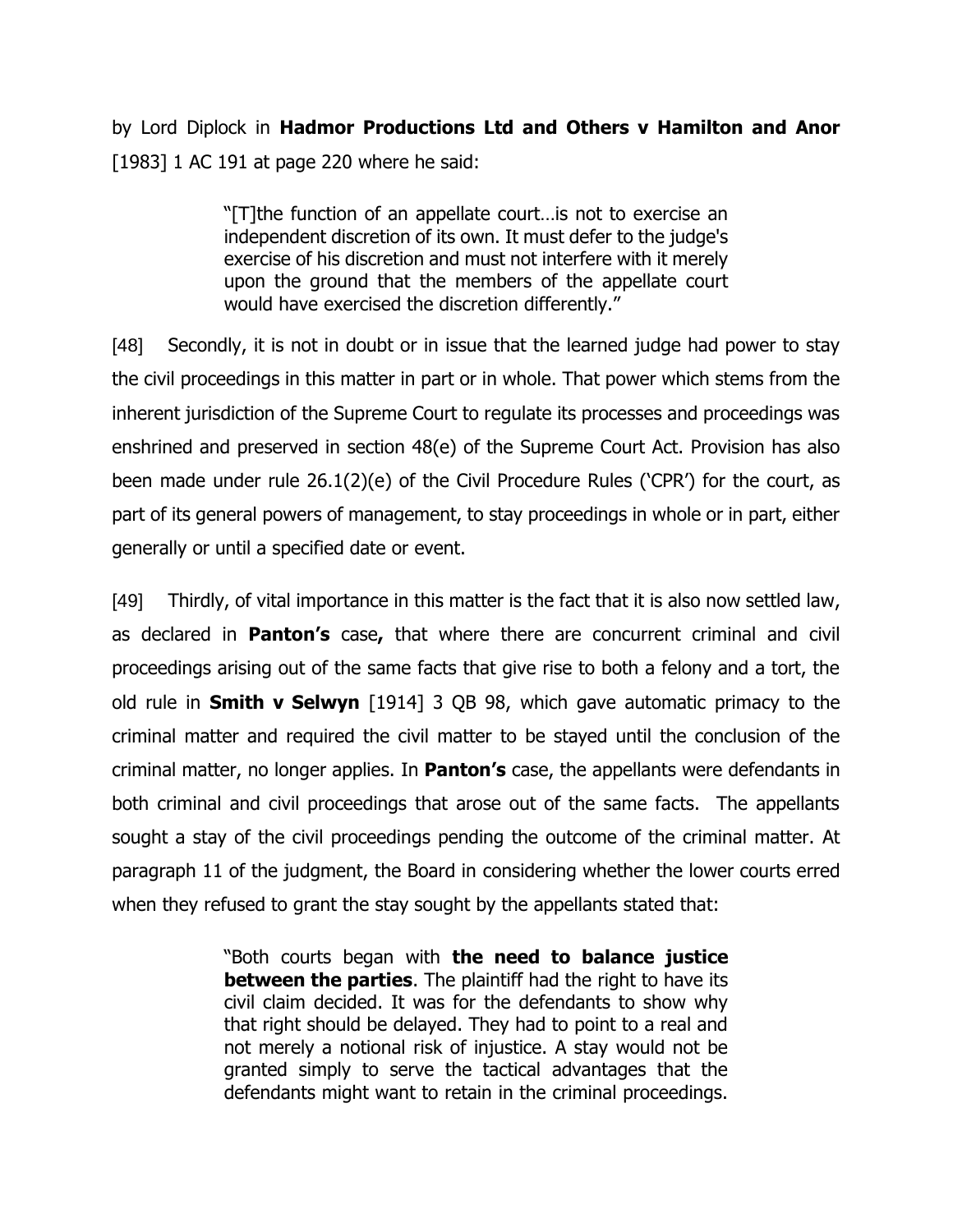by Lord Diplock in **Hadmor Productions Ltd and Others v Hamilton and Anor** [1983] 1 AC 191 at page 220 where he said:

> "[T]the function of an appellate court…is not to exercise an independent discretion of its own. It must defer to the judge's exercise of his discretion and must not interfere with it merely upon the ground that the members of the appellate court would have exercised the discretion differently."

[48] Secondly, it is not in doubt or in issue that the learned judge had power to stay the civil proceedings in this matter in part or in whole. That power which stems from the inherent jurisdiction of the Supreme Court to regulate its processes and proceedings was enshrined and preserved in section 48(e) of the Supreme Court Act. Provision has also been made under rule 26.1(2)(e) of the Civil Procedure Rules ('CPR') for the court, as part of its general powers of management, to stay proceedings in whole or in part, either generally or until a specified date or event.

[49] Thirdly, of vital importance in this matter is the fact that it is also now settled law, as declared in **Panton's** case**,** that where there are concurrent criminal and civil proceedings arising out of the same facts that give rise to both a felony and a tort, the old rule in **Smith v Selwyn** [1914] 3 QB 98, which gave automatic primacy to the criminal matter and required the civil matter to be stayed until the conclusion of the criminal matter, no longer applies. In **Panton's** case, the appellants were defendants in both criminal and civil proceedings that arose out of the same facts. The appellants sought a stay of the civil proceedings pending the outcome of the criminal matter. At paragraph 11 of the judgment, the Board in considering whether the lower courts erred when they refused to grant the stay sought by the appellants stated that:

> "Both courts began with **the need to balance justice between the parties**. The plaintiff had the right to have its civil claim decided. It was for the defendants to show why that right should be delayed. They had to point to a real and not merely a notional risk of injustice. A stay would not be granted simply to serve the tactical advantages that the defendants might want to retain in the criminal proceedings.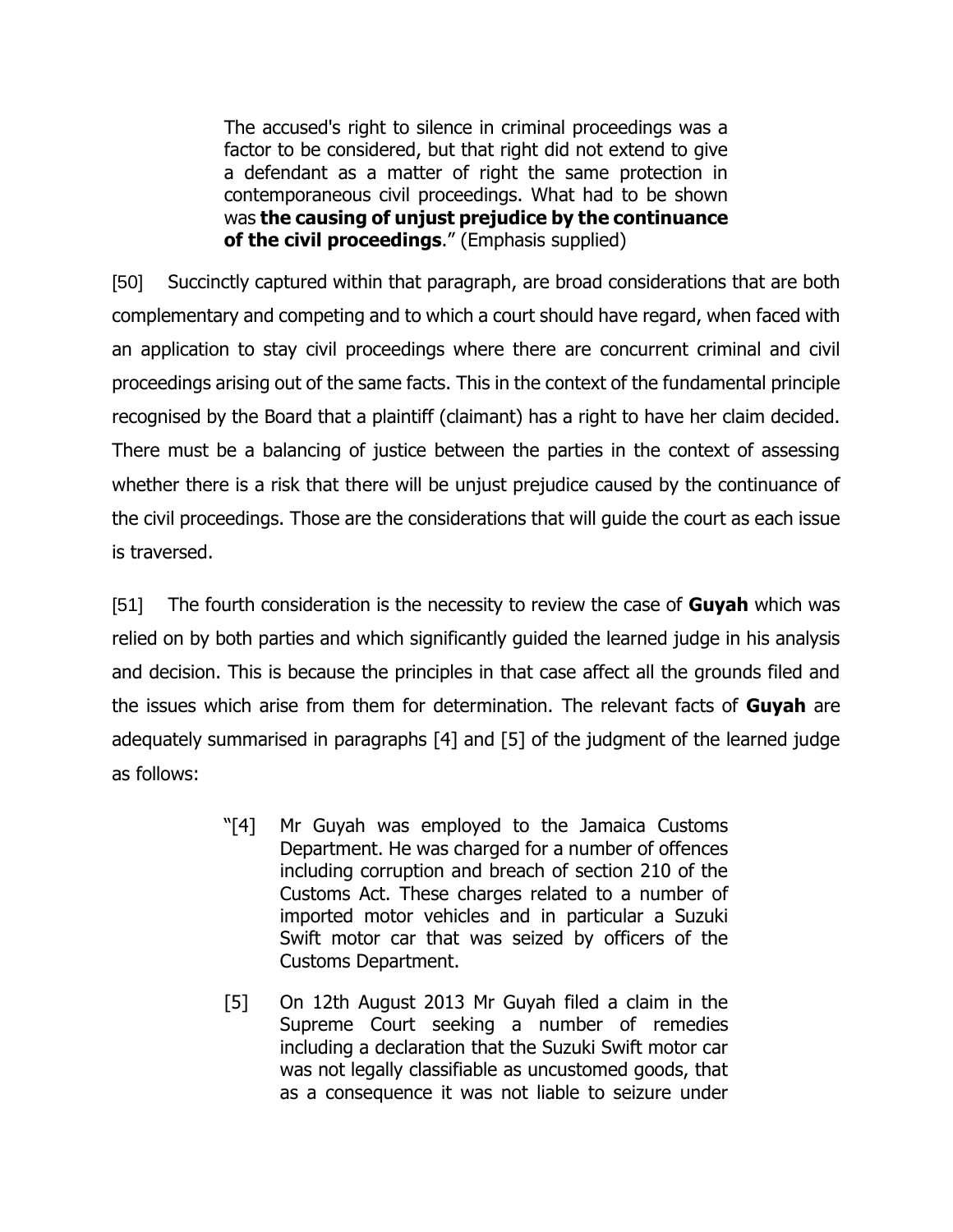> The accused's right to silence in criminal proceedings was a factor to be considered, but that right did not extend to give a defendant as a matter of right the same protection in contemporaneous civil proceedings. What had to be shown was **the causing of unjust prejudice by the continuance of the civil proceedings**." (Emphasis supplied)

[50] Succinctly captured within that paragraph, are broad considerations that are both complementary and competing and to which a court should have regard, when faced with an application to stay civil proceedings where there are concurrent criminal and civil proceedings arising out of the same facts. This in the context of the fundamental principle recognised by the Board that a plaintiff (claimant) has a right to have her claim decided. There must be a balancing of justice between the parties in the context of assessing whether there is a risk that there will be unjust prejudice caused by the continuance of the civil proceedings. Those are the considerations that will guide the court as each issue is traversed.

[51] The fourth consideration is the necessity to review the case of **Guyah** which was relied on by both parties and which significantly guided the learned judge in his analysis and decision. This is because the principles in that case affect all the grounds filed and the issues which arise from them for determination. The relevant facts of **Guyah** are adequately summarised in paragraphs [4] and [5] of the judgment of the learned judge as follows:

> "[4] Mr Guyah was employed to the Jamaica Customs Department. He was charged for a number of offences including corruption and breach of section 210 of the Customs Act. These charges related to a number of imported motor vehicles and in particular a Suzuki Swift motor car that was seized by officers of the Customs Department.
>
> [5] On 12th August 2013 Mr Guyah filed a claim in the Supreme Court seeking a number of remedies including a declaration that the Suzuki Swift motor car was not legally classifiable as uncustomed goods, that as a consequence it was not liable to seizure under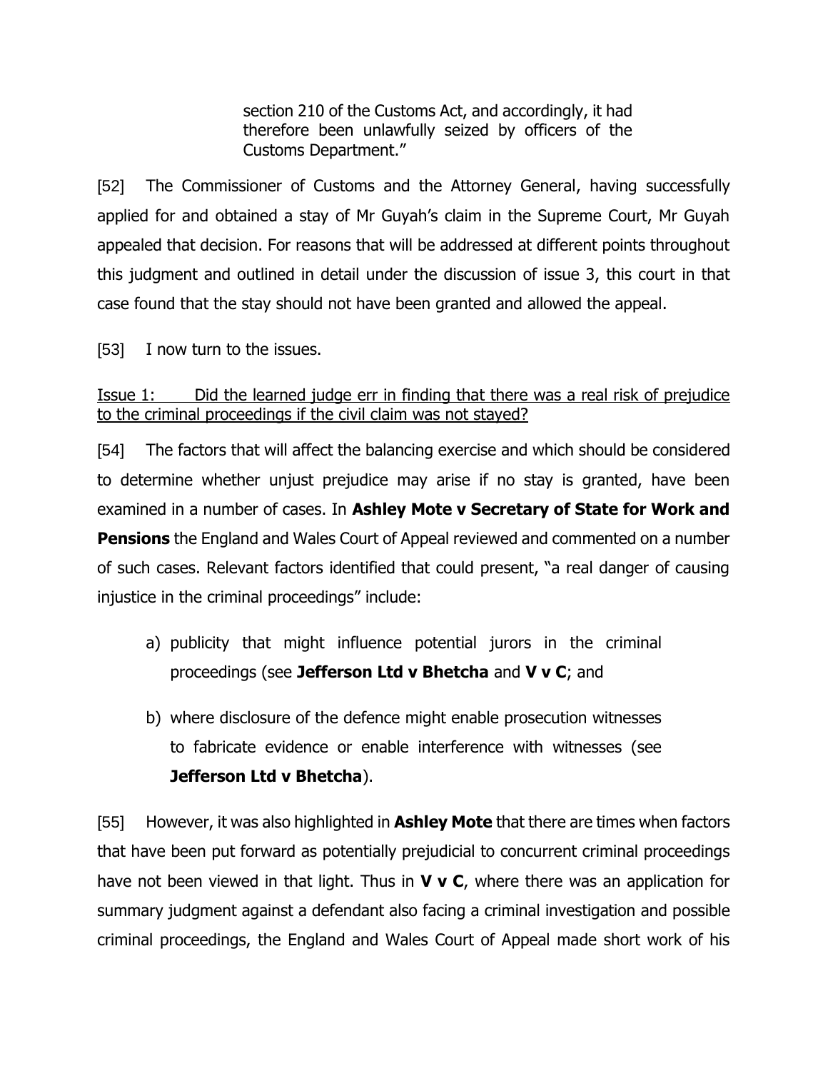> section 210 of the Customs Act, and accordingly, it had therefore been unlawfully seized by officers of the Customs Department."

[52] The Commissioner of Customs and the Attorney General, having successfully applied for and obtained a stay of Mr Guyah's claim in the Supreme Court, Mr Guyah appealed that decision. For reasons that will be addressed at different points throughout this judgment and outlined in detail under the discussion of issue 3, this court in that case found that the stay should not have been granted and allowed the appeal.

[53] I now turn to the issues.

<u>Issue 1: Did the learned judge err in finding that there was a real risk of prejudice to the criminal proceedings if the civil claim was not stayed?</u>

[54] The factors that will affect the balancing exercise and which should be considered to determine whether unjust prejudice may arise if no stay is granted, have been examined in a number of cases. In **Ashley Mote v Secretary of State for Work and Pensions** the England and Wales Court of Appeal reviewed and commented on a number of such cases. Relevant factors identified that could present, "a real danger of causing injustice in the criminal proceedings" include:

a) publicity that might influence potential jurors in the criminal proceedings (see **Jefferson Ltd v Bhetcha** and **V v C**; and

b) where disclosure of the defence might enable prosecution witnesses to fabricate evidence or enable interference with witnesses (see **Jefferson Ltd v Bhetcha**).

[55] However, it was also highlighted in **Ashley Mote** that there are times when factors that have been put forward as potentially prejudicial to concurrent criminal proceedings have not been viewed in that light. Thus in **V v C**, where there was an application for summary judgment against a defendant also facing a criminal investigation and possible criminal proceedings, the England and Wales Court of Appeal made short work of his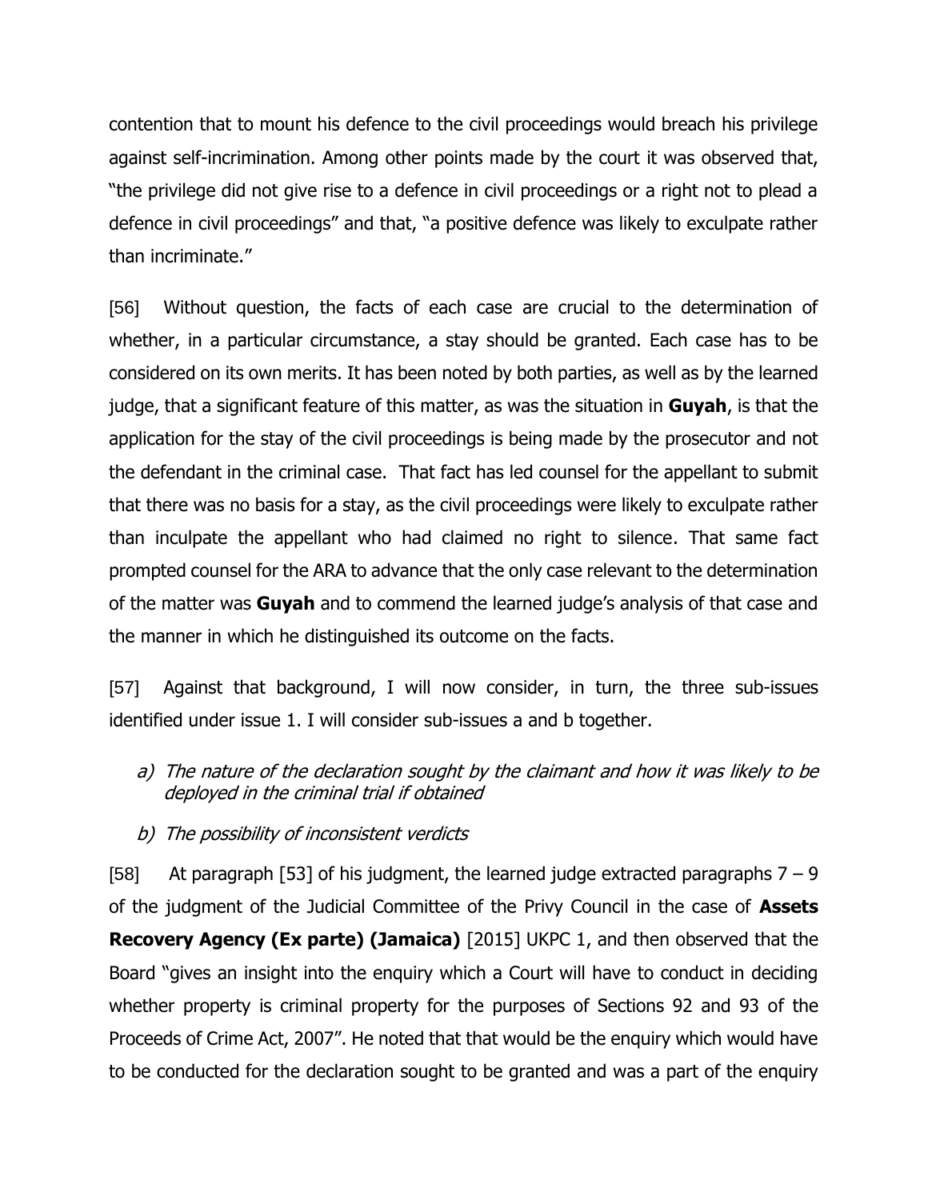contention that to mount his defence to the civil proceedings would breach his privilege against self-incrimination. Among other points made by the court it was observed that, "the privilege did not give rise to a defence in civil proceedings or a right not to plead a defence in civil proceedings" and that, "a positive defence was likely to exculpate rather than incriminate."

[56] Without question, the facts of each case are crucial to the determination of whether, in a particular circumstance, a stay should be granted. Each case has to be considered on its own merits. It has been noted by both parties, as well as by the learned judge, that a significant feature of this matter, as was the situation in **Guyah**, is that the application for the stay of the civil proceedings is being made by the prosecutor and not the defendant in the criminal case. That fact has led counsel for the appellant to submit that there was no basis for a stay, as the civil proceedings were likely to exculpate rather than inculpate the appellant who had claimed no right to silence. That same fact prompted counsel for the ARA to advance that the only case relevant to the determination of the matter was **Guyah** and to commend the learned judge's analysis of that case and the manner in which he distinguished its outcome on the facts.

[57] Against that background, I will now consider, in turn, the three sub-issues identified under issue 1. I will consider sub-issues a and b together.

a) *The nature of the declaration sought by the claimant and how it was likely to be deployed in the criminal trial if obtained*

b) *The possibility of inconsistent verdicts*

[58] At paragraph [53] of his judgment, the learned judge extracted paragraphs 7 – 9 of the judgment of the Judicial Committee of the Privy Council in the case of **Assets Recovery Agency (Ex parte) (Jamaica)** [2015] UKPC 1, and then observed that the Board "gives an insight into the enquiry which a Court will have to conduct in deciding whether property is criminal property for the purposes of Sections 92 and 93 of the Proceeds of Crime Act, 2007". He noted that that would be the enquiry which would have to be conducted for the declaration sought to be granted and was a part of the enquiry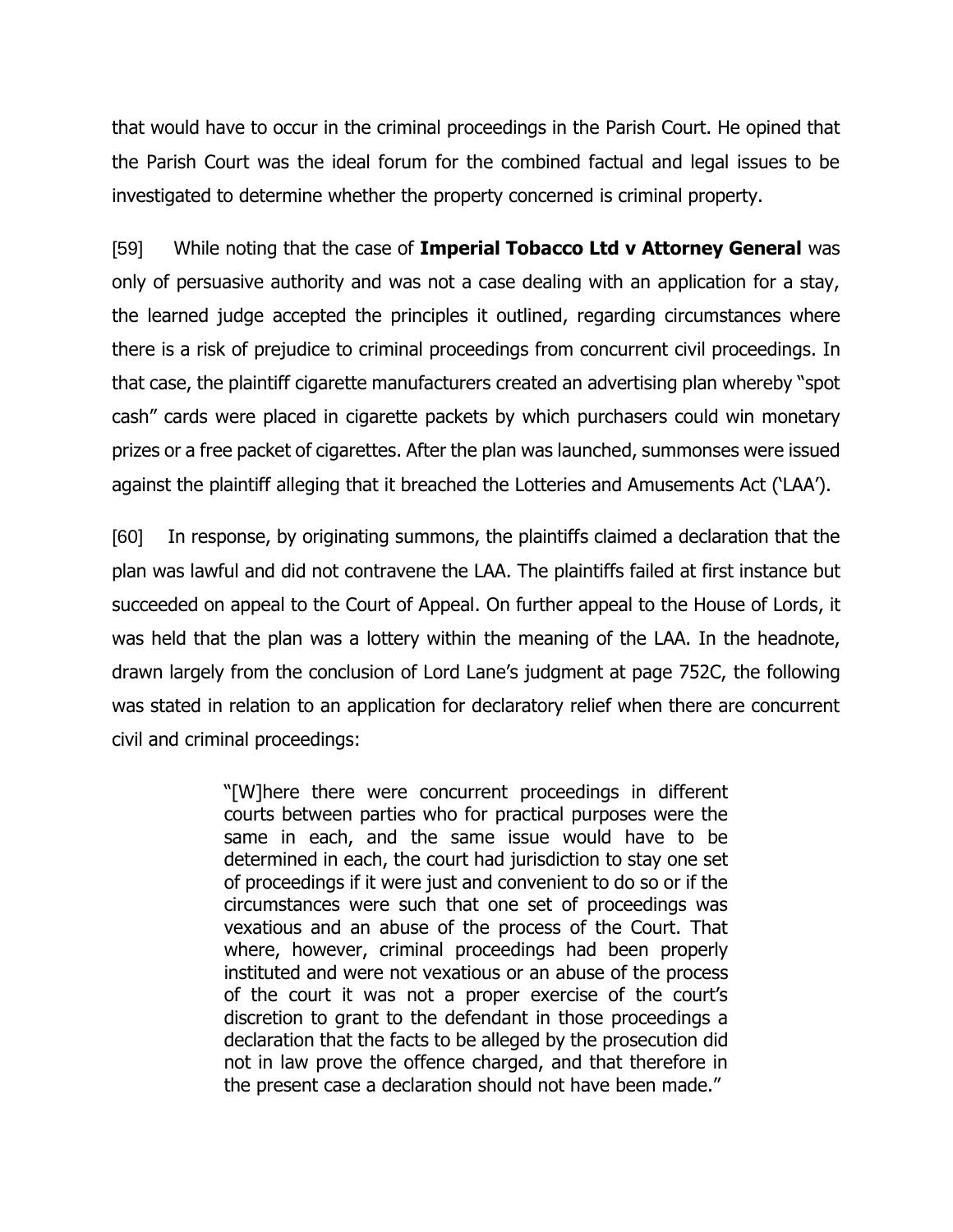that would have to occur in the criminal proceedings in the Parish Court. He opined that the Parish Court was the ideal forum for the combined factual and legal issues to be investigated to determine whether the property concerned is criminal property.

[59] While noting that the case of **Imperial Tobacco Ltd v Attorney General** was only of persuasive authority and was not a case dealing with an application for a stay, the learned judge accepted the principles it outlined, regarding circumstances where there is a risk of prejudice to criminal proceedings from concurrent civil proceedings. In that case, the plaintiff cigarette manufacturers created an advertising plan whereby "spot cash" cards were placed in cigarette packets by which purchasers could win monetary prizes or a free packet of cigarettes. After the plan was launched, summonses were issued against the plaintiff alleging that it breached the Lotteries and Amusements Act ('LAA').

[60] In response, by originating summons, the plaintiffs claimed a declaration that the plan was lawful and did not contravene the LAA. The plaintiffs failed at first instance but succeeded on appeal to the Court of Appeal. On further appeal to the House of Lords, it was held that the plan was a lottery within the meaning of the LAA. In the headnote, drawn largely from the conclusion of Lord Lane's judgment at page 752C, the following was stated in relation to an application for declaratory relief when there are concurrent civil and criminal proceedings:

> "[W]here there were concurrent proceedings in different courts between parties who for practical purposes were the same in each, and the same issue would have to be determined in each, the court had jurisdiction to stay one set of proceedings if it were just and convenient to do so or if the circumstances were such that one set of proceedings was vexatious and an abuse of the process of the Court. That where, however, criminal proceedings had been properly instituted and were not vexatious or an abuse of the process of the court it was not a proper exercise of the court's discretion to grant to the defendant in those proceedings a declaration that the facts to be alleged by the prosecution did not in law prove the offence charged, and that therefore in the present case a declaration should not have been made."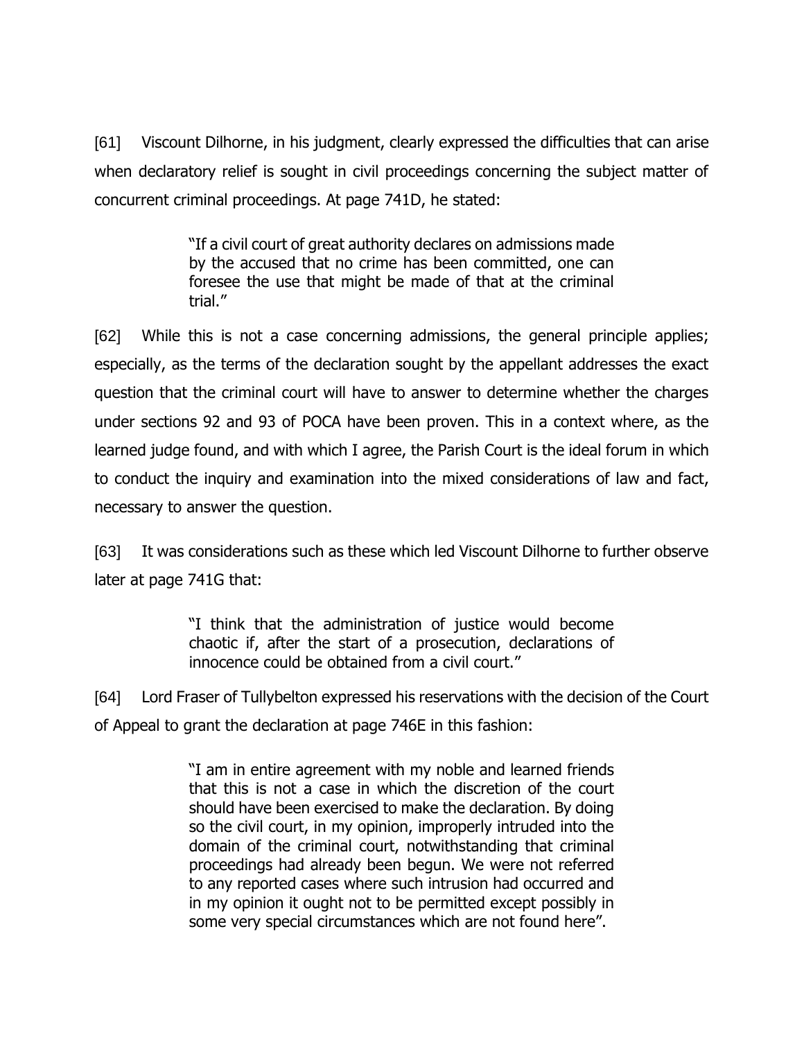[61] Viscount Dilhorne, in his judgment, clearly expressed the difficulties that can arise when declaratory relief is sought in civil proceedings concerning the subject matter of concurrent criminal proceedings. At page 741D, he stated:

> "If a civil court of great authority declares on admissions made by the accused that no crime has been committed, one can foresee the use that might be made of that at the criminal trial."

[62] While this is not a case concerning admissions, the general principle applies; especially, as the terms of the declaration sought by the appellant addresses the exact question that the criminal court will have to answer to determine whether the charges under sections 92 and 93 of POCA have been proven. This in a context where, as the learned judge found, and with which I agree, the Parish Court is the ideal forum in which to conduct the inquiry and examination into the mixed considerations of law and fact, necessary to answer the question.

[63] It was considerations such as these which led Viscount Dilhorne to further observe later at page 741G that:

> "I think that the administration of justice would become chaotic if, after the start of a prosecution, declarations of innocence could be obtained from a civil court."

[64] Lord Fraser of Tullybelton expressed his reservations with the decision of the Court of Appeal to grant the declaration at page 746E in this fashion:

> "I am in entire agreement with my noble and learned friends that this is not a case in which the discretion of the court should have been exercised to make the declaration. By doing so the civil court, in my opinion, improperly intruded into the domain of the criminal court, notwithstanding that criminal proceedings had already been begun. We were not referred to any reported cases where such intrusion had occurred and in my opinion it ought not to be permitted except possibly in some very special circumstances which are not found here".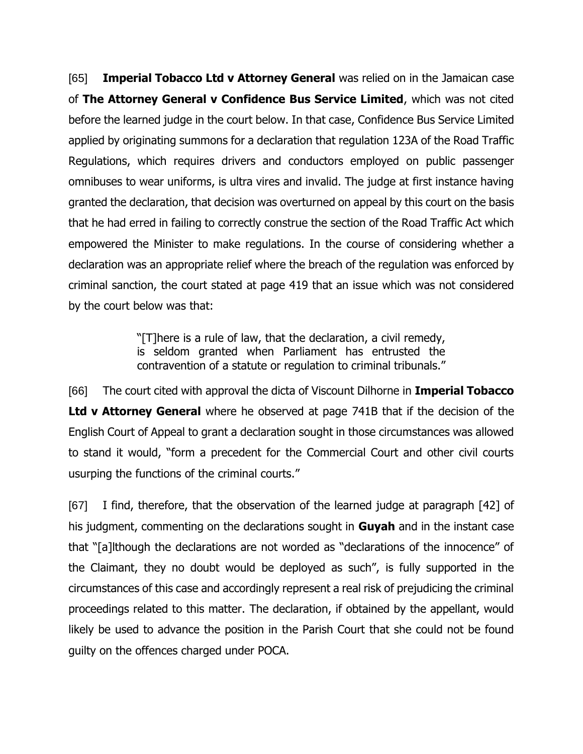[65] **Imperial Tobacco Ltd v Attorney General** was relied on in the Jamaican case of **The Attorney General v Confidence Bus Service Limited**, which was not cited before the learned judge in the court below. In that case, Confidence Bus Service Limited applied by originating summons for a declaration that regulation 123A of the Road Traffic Regulations, which requires drivers and conductors employed on public passenger omnibuses to wear uniforms, is ultra vires and invalid. The judge at first instance having granted the declaration, that decision was overturned on appeal by this court on the basis that he had erred in failing to correctly construe the section of the Road Traffic Act which empowered the Minister to make regulations. In the course of considering whether a declaration was an appropriate relief where the breach of the regulation was enforced by criminal sanction, the court stated at page 419 that an issue which was not considered by the court below was that:

> "[T]here is a rule of law, that the declaration, a civil remedy, is seldom granted when Parliament has entrusted the contravention of a statute or regulation to criminal tribunals."

[66] The court cited with approval the dicta of Viscount Dilhorne in **Imperial Tobacco Ltd v Attorney General** where he observed at page 741B that if the decision of the English Court of Appeal to grant a declaration sought in those circumstances was allowed to stand it would, "form a precedent for the Commercial Court and other civil courts usurping the functions of the criminal courts."

[67] I find, therefore, that the observation of the learned judge at paragraph [42] of his judgment, commenting on the declarations sought in **Guyah** and in the instant case that "[a]lthough the declarations are not worded as "declarations of the innocence" of the Claimant, they no doubt would be deployed as such", is fully supported in the circumstances of this case and accordingly represent a real risk of prejudicing the criminal proceedings related to this matter. The declaration, if obtained by the appellant, would likely be used to advance the position in the Parish Court that she could not be found guilty on the offences charged under POCA.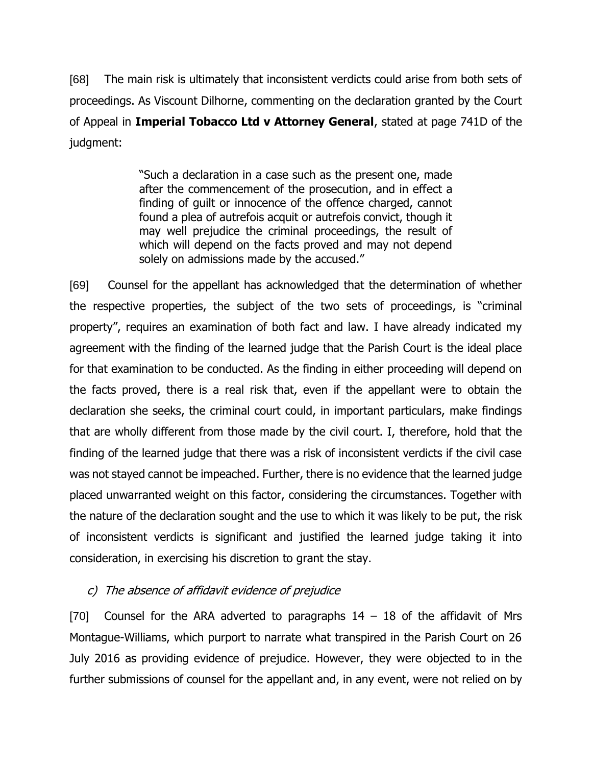[68] The main risk is ultimately that inconsistent verdicts could arise from both sets of proceedings. As Viscount Dilhorne, commenting on the declaration granted by the Court of Appeal in **Imperial Tobacco Ltd v Attorney General**, stated at page 741D of the judgment:

> "Such a declaration in a case such as the present one, made after the commencement of the prosecution, and in effect a finding of guilt or innocence of the offence charged, cannot found a plea of autrefois acquit or autrefois convict, though it may well prejudice the criminal proceedings, the result of which will depend on the facts proved and may not depend solely on admissions made by the accused."

[69] Counsel for the appellant has acknowledged that the determination of whether the respective properties, the subject of the two sets of proceedings, is "criminal property", requires an examination of both fact and law. I have already indicated my agreement with the finding of the learned judge that the Parish Court is the ideal place for that examination to be conducted. As the finding in either proceeding will depend on the facts proved, there is a real risk that, even if the appellant were to obtain the declaration she seeks, the criminal court could, in important particulars, make findings that are wholly different from those made by the civil court. I, therefore, hold that the finding of the learned judge that there was a risk of inconsistent verdicts if the civil case was not stayed cannot be impeached. Further, there is no evidence that the learned judge placed unwarranted weight on this factor, considering the circumstances. Together with the nature of the declaration sought and the use to which it was likely to be put, the risk of inconsistent verdicts is significant and justified the learned judge taking it into consideration, in exercising his discretion to grant the stay.

*c) The absence of affidavit evidence of prejudice*

[70] Counsel for the ARA adverted to paragraphs 14 – 18 of the affidavit of Mrs Montague-Williams, which purport to narrate what transpired in the Parish Court on 26 July 2016 as providing evidence of prejudice. However, they were objected to in the further submissions of counsel for the appellant and, in any event, were not relied on by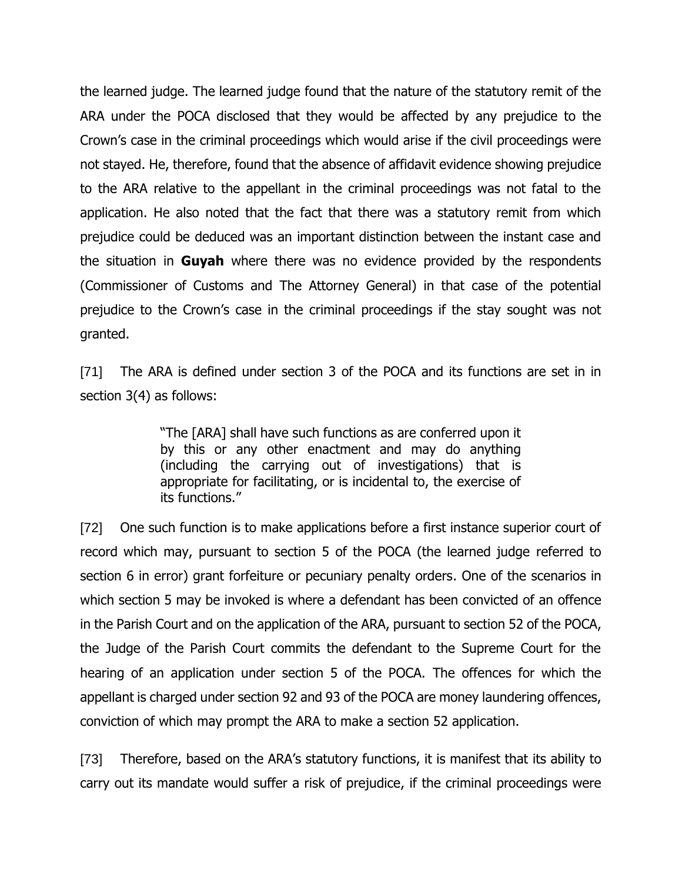the learned judge. The learned judge found that the nature of the statutory remit of the ARA under the POCA disclosed that they would be affected by any prejudice to the Crown's case in the criminal proceedings which would arise if the civil proceedings were not stayed. He, therefore, found that the absence of affidavit evidence showing prejudice to the ARA relative to the appellant in the criminal proceedings was not fatal to the application. He also noted that the fact that there was a statutory remit from which prejudice could be deduced was an important distinction between the instant case and the situation in **Guyah** where there was no evidence provided by the respondents (Commissioner of Customs and The Attorney General) in that case of the potential prejudice to the Crown's case in the criminal proceedings if the stay sought was not granted.

[71] The ARA is defined under section 3 of the POCA and its functions are set in in section 3(4) as follows:

> "The [ARA] shall have such functions as are conferred upon it by this or any other enactment and may do anything (including the carrying out of investigations) that is appropriate for facilitating, or is incidental to, the exercise of its functions."

[72] One such function is to make applications before a first instance superior court of record which may, pursuant to section 5 of the POCA (the learned judge referred to section 6 in error) grant forfeiture or pecuniary penalty orders. One of the scenarios in which section 5 may be invoked is where a defendant has been convicted of an offence in the Parish Court and on the application of the ARA, pursuant to section 52 of the POCA, the Judge of the Parish Court commits the defendant to the Supreme Court for the hearing of an application under section 5 of the POCA. The offences for which the appellant is charged under section 92 and 93 of the POCA are money laundering offences, conviction of which may prompt the ARA to make a section 52 application.

[73] Therefore, based on the ARA's statutory functions, it is manifest that its ability to carry out its mandate would suffer a risk of prejudice, if the criminal proceedings were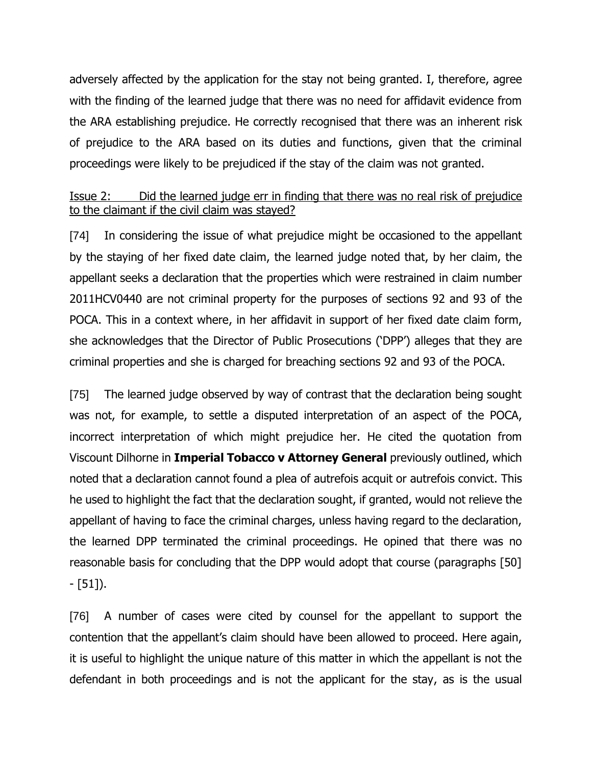adversely affected by the application for the stay not being granted. I, therefore, agree with the finding of the learned judge that there was no need for affidavit evidence from the ARA establishing prejudice. He correctly recognised that there was an inherent risk of prejudice to the ARA based on its duties and functions, given that the criminal proceedings were likely to be prejudiced if the stay of the claim was not granted.

<u>Issue 2: Did the learned judge err in finding that there was no real risk of prejudice to the claimant if the civil claim was stayed?</u>

[74] In considering the issue of what prejudice might be occasioned to the appellant by the staying of her fixed date claim, the learned judge noted that, by her claim, the appellant seeks a declaration that the properties which were restrained in claim number 2011HCV0440 are not criminal property for the purposes of sections 92 and 93 of the POCA. This in a context where, in her affidavit in support of her fixed date claim form, she acknowledges that the Director of Public Prosecutions ('DPP') alleges that they are criminal properties and she is charged for breaching sections 92 and 93 of the POCA.

[75] The learned judge observed by way of contrast that the declaration being sought was not, for example, to settle a disputed interpretation of an aspect of the POCA, incorrect interpretation of which might prejudice her. He cited the quotation from Viscount Dilhorne in **Imperial Tobacco v Attorney General** previously outlined, which noted that a declaration cannot found a plea of autrefois acquit or autrefois convict. This he used to highlight the fact that the declaration sought, if granted, would not relieve the appellant of having to face the criminal charges, unless having regard to the declaration, the learned DPP terminated the criminal proceedings. He opined that there was no reasonable basis for concluding that the DPP would adopt that course (paragraphs [50] - [51]).

[76] A number of cases were cited by counsel for the appellant to support the contention that the appellant's claim should have been allowed to proceed. Here again, it is useful to highlight the unique nature of this matter in which the appellant is not the defendant in both proceedings and is not the applicant for the stay, as is the usual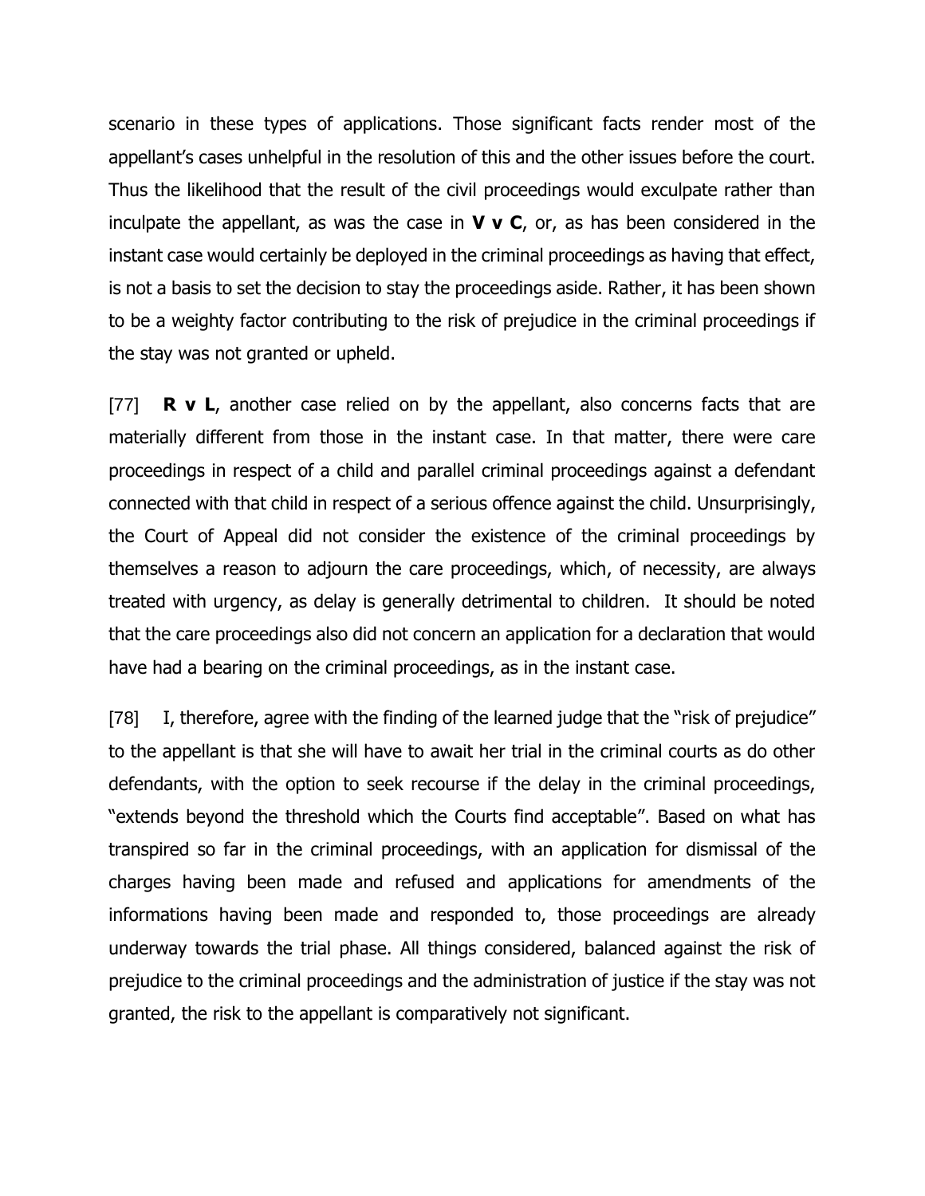scenario in these types of applications. Those significant facts render most of the appellant's cases unhelpful in the resolution of this and the other issues before the court. Thus the likelihood that the result of the civil proceedings would exculpate rather than inculpate the appellant, as was the case in **V v C**, or, as has been considered in the instant case would certainly be deployed in the criminal proceedings as having that effect, is not a basis to set the decision to stay the proceedings aside. Rather, it has been shown to be a weighty factor contributing to the risk of prejudice in the criminal proceedings if the stay was not granted or upheld.

[77] **R v L**, another case relied on by the appellant, also concerns facts that are materially different from those in the instant case. In that matter, there were care proceedings in respect of a child and parallel criminal proceedings against a defendant connected with that child in respect of a serious offence against the child. Unsurprisingly, the Court of Appeal did not consider the existence of the criminal proceedings by themselves a reason to adjourn the care proceedings, which, of necessity, are always treated with urgency, as delay is generally detrimental to children. It should be noted that the care proceedings also did not concern an application for a declaration that would have had a bearing on the criminal proceedings, as in the instant case.

[78] I, therefore, agree with the finding of the learned judge that the "risk of prejudice" to the appellant is that she will have to await her trial in the criminal courts as do other defendants, with the option to seek recourse if the delay in the criminal proceedings, "extends beyond the threshold which the Courts find acceptable". Based on what has transpired so far in the criminal proceedings, with an application for dismissal of the charges having been made and refused and applications for amendments of the informations having been made and responded to, those proceedings are already underway towards the trial phase. All things considered, balanced against the risk of prejudice to the criminal proceedings and the administration of justice if the stay was not granted, the risk to the appellant is comparatively not significant.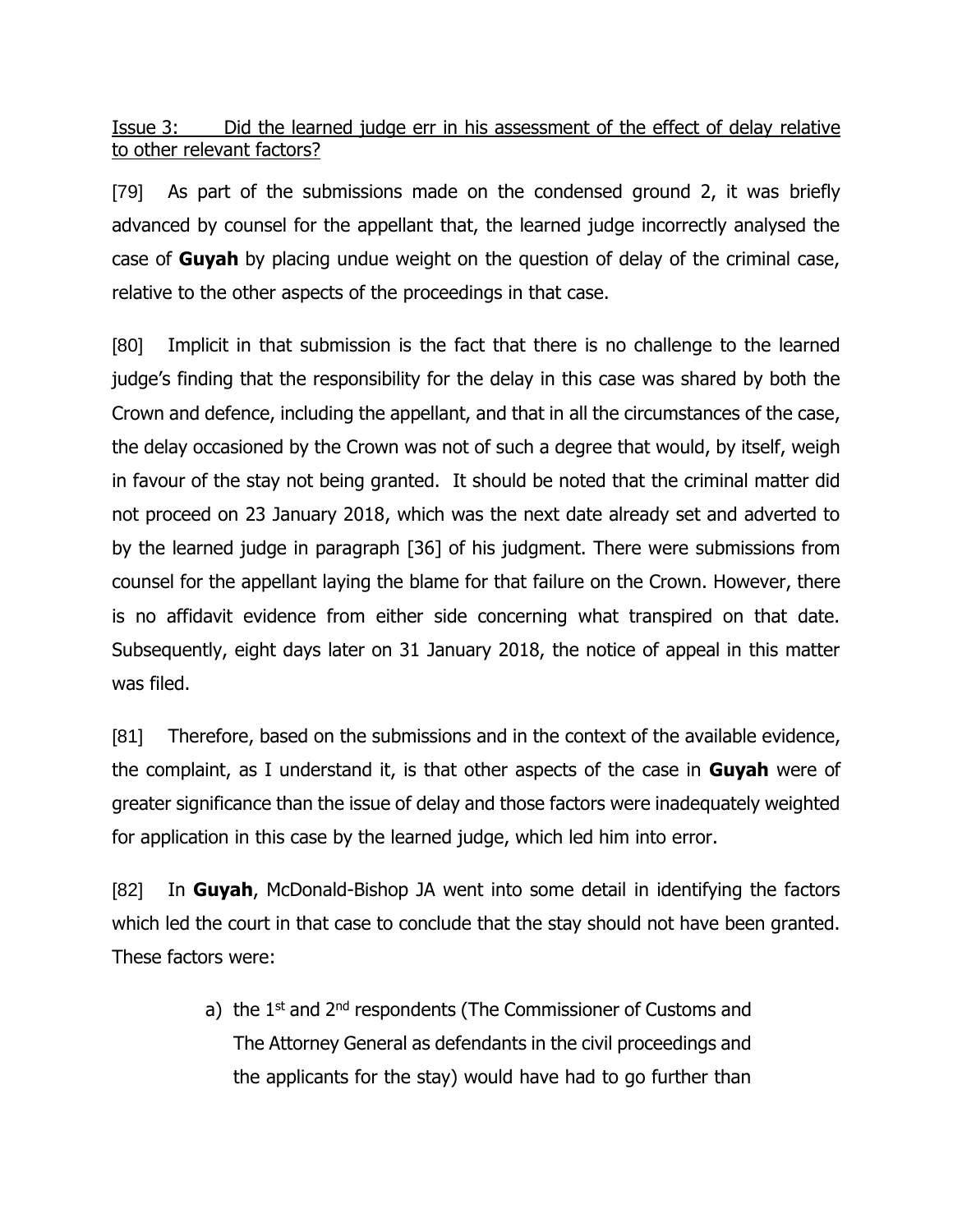<u>Issue 3: Did the learned judge err in his assessment of the effect of delay relative to other relevant factors?</u>

[79] As part of the submissions made on the condensed ground 2, it was briefly advanced by counsel for the appellant that, the learned judge incorrectly analysed the case of **Guyah** by placing undue weight on the question of delay of the criminal case, relative to the other aspects of the proceedings in that case.

[80] Implicit in that submission is the fact that there is no challenge to the learned judge's finding that the responsibility for the delay in this case was shared by both the Crown and defence, including the appellant, and that in all the circumstances of the case, the delay occasioned by the Crown was not of such a degree that would, by itself, weigh in favour of the stay not being granted. It should be noted that the criminal matter did not proceed on 23 January 2018, which was the next date already set and adverted to by the learned judge in paragraph [36] of his judgment. There were submissions from counsel for the appellant laying the blame for that failure on the Crown. However, there is no affidavit evidence from either side concerning what transpired on that date. Subsequently, eight days later on 31 January 2018, the notice of appeal in this matter was filed.

[81] Therefore, based on the submissions and in the context of the available evidence, the complaint, as I understand it, is that other aspects of the case in **Guyah** were of greater significance than the issue of delay and those factors were inadequately weighted for application in this case by the learned judge, which led him into error.

[82] In **Guyah**, McDonald-Bishop JA went into some detail in identifying the factors which led the court in that case to conclude that the stay should not have been granted. These factors were:

a) the 1st and 2nd respondents (The Commissioner of Customs and The Attorney General as defendants in the civil proceedings and the applicants for the stay) would have had to go further than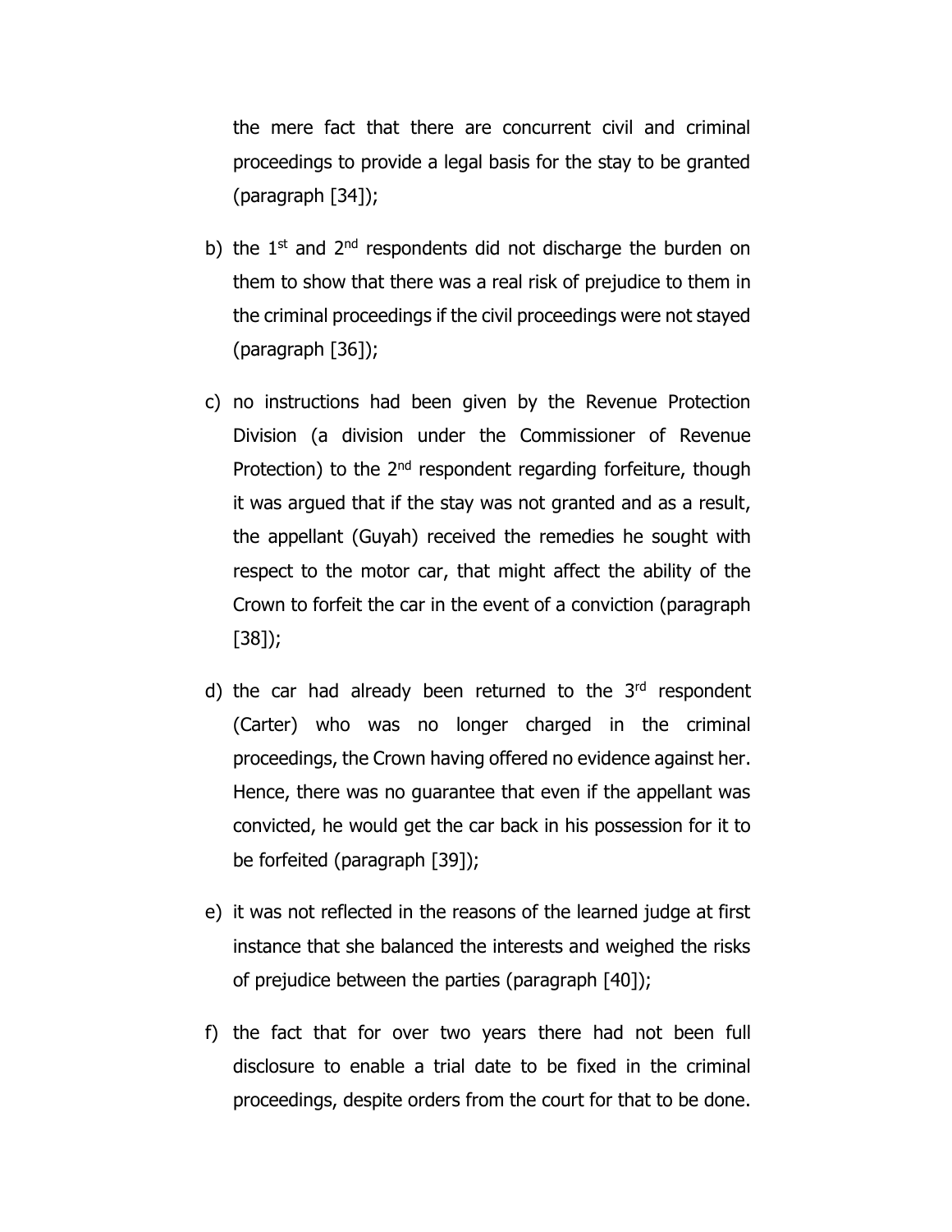the mere fact that there are concurrent civil and criminal proceedings to provide a legal basis for the stay to be granted (paragraph [34]);

b) the 1st and 2nd respondents did not discharge the burden on them to show that there was a real risk of prejudice to them in the criminal proceedings if the civil proceedings were not stayed (paragraph [36]);

c) no instructions had been given by the Revenue Protection Division (a division under the Commissioner of Revenue Protection) to the 2nd respondent regarding forfeiture, though it was argued that if the stay was not granted and as a result, the appellant (Guyah) received the remedies he sought with respect to the motor car, that might affect the ability of the Crown to forfeit the car in the event of a conviction (paragraph [38]);

d) the car had already been returned to the 3rd respondent (Carter) who was no longer charged in the criminal proceedings, the Crown having offered no evidence against her. Hence, there was no guarantee that even if the appellant was convicted, he would get the car back in his possession for it to be forfeited (paragraph [39]);

e) it was not reflected in the reasons of the learned judge at first instance that she balanced the interests and weighed the risks of prejudice between the parties (paragraph [40]);

f) the fact that for over two years there had not been full disclosure to enable a trial date to be fixed in the criminal proceedings, despite orders from the court for that to be done.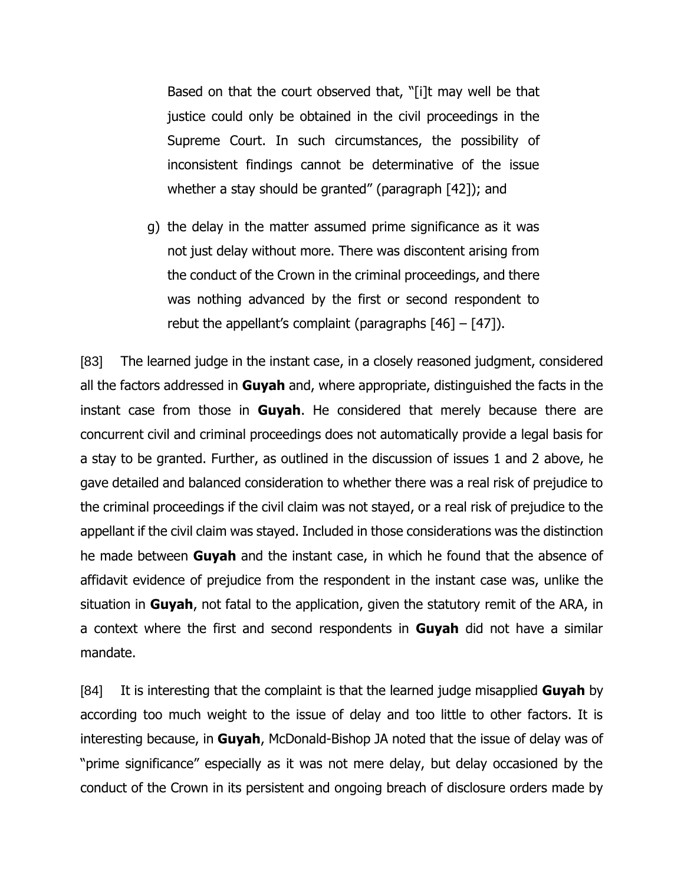Based on that the court observed that, "[i]t may well be that justice could only be obtained in the civil proceedings in the Supreme Court. In such circumstances, the possibility of inconsistent findings cannot be determinative of the issue whether a stay should be granted" (paragraph [42]); and

g) the delay in the matter assumed prime significance as it was not just delay without more. There was discontent arising from the conduct of the Crown in the criminal proceedings, and there was nothing advanced by the first or second respondent to rebut the appellant's complaint (paragraphs [46] – [47]).

[83] The learned judge in the instant case, in a closely reasoned judgment, considered all the factors addressed in **Guyah** and, where appropriate, distinguished the facts in the instant case from those in **Guyah**. He considered that merely because there are concurrent civil and criminal proceedings does not automatically provide a legal basis for a stay to be granted. Further, as outlined in the discussion of issues 1 and 2 above, he gave detailed and balanced consideration to whether there was a real risk of prejudice to the criminal proceedings if the civil claim was not stayed, or a real risk of prejudice to the appellant if the civil claim was stayed. Included in those considerations was the distinction he made between **Guyah** and the instant case, in which he found that the absence of affidavit evidence of prejudice from the respondent in the instant case was, unlike the situation in **Guyah**, not fatal to the application, given the statutory remit of the ARA, in a context where the first and second respondents in **Guyah** did not have a similar mandate.

[84] It is interesting that the complaint is that the learned judge misapplied **Guyah** by according too much weight to the issue of delay and too little to other factors. It is interesting because, in **Guyah**, McDonald-Bishop JA noted that the issue of delay was of "prime significance" especially as it was not mere delay, but delay occasioned by the conduct of the Crown in its persistent and ongoing breach of disclosure orders made by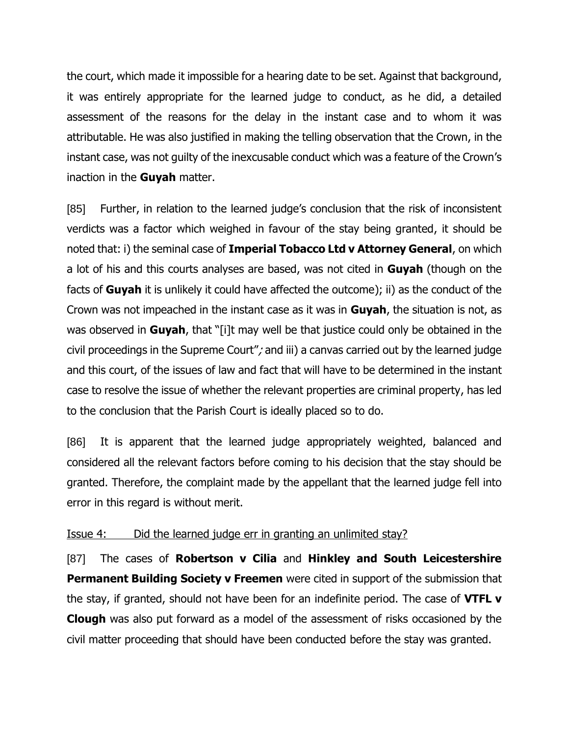the court, which made it impossible for a hearing date to be set. Against that background, it was entirely appropriate for the learned judge to conduct, as he did, a detailed assessment of the reasons for the delay in the instant case and to whom it was attributable. He was also justified in making the telling observation that the Crown, in the instant case, was not guilty of the inexcusable conduct which was a feature of the Crown's inaction in the **Guyah** matter.

[85] Further, in relation to the learned judge's conclusion that the risk of inconsistent verdicts was a factor which weighed in favour of the stay being granted, it should be noted that: i) the seminal case of **Imperial Tobacco Ltd v Attorney General**, on which a lot of his and this courts analyses are based, was not cited in **Guyah** (though on the facts of **Guyah** it is unlikely it could have affected the outcome); ii) as the conduct of the Crown was not impeached in the instant case as it was in **Guyah**, the situation is not, as was observed in **Guyah**, that "[i]t may well be that justice could only be obtained in the civil proceedings in the Supreme Court"; and iii) a canvas carried out by the learned judge and this court, of the issues of law and fact that will have to be determined in the instant case to resolve the issue of whether the relevant properties are criminal property, has led to the conclusion that the Parish Court is ideally placed so to do.

[86] It is apparent that the learned judge appropriately weighted, balanced and considered all the relevant factors before coming to his decision that the stay should be granted. Therefore, the complaint made by the appellant that the learned judge fell into error in this regard is without merit.

<u>Issue 4: Did the learned judge err in granting an unlimited stay?</u>

[87] The cases of **Robertson v Cilia** and **Hinkley and South Leicestershire Permanent Building Society v Freemen** were cited in support of the submission that the stay, if granted, should not have been for an indefinite period. The case of **VTFL v Clough** was also put forward as a model of the assessment of risks occasioned by the civil matter proceeding that should have been conducted before the stay was granted.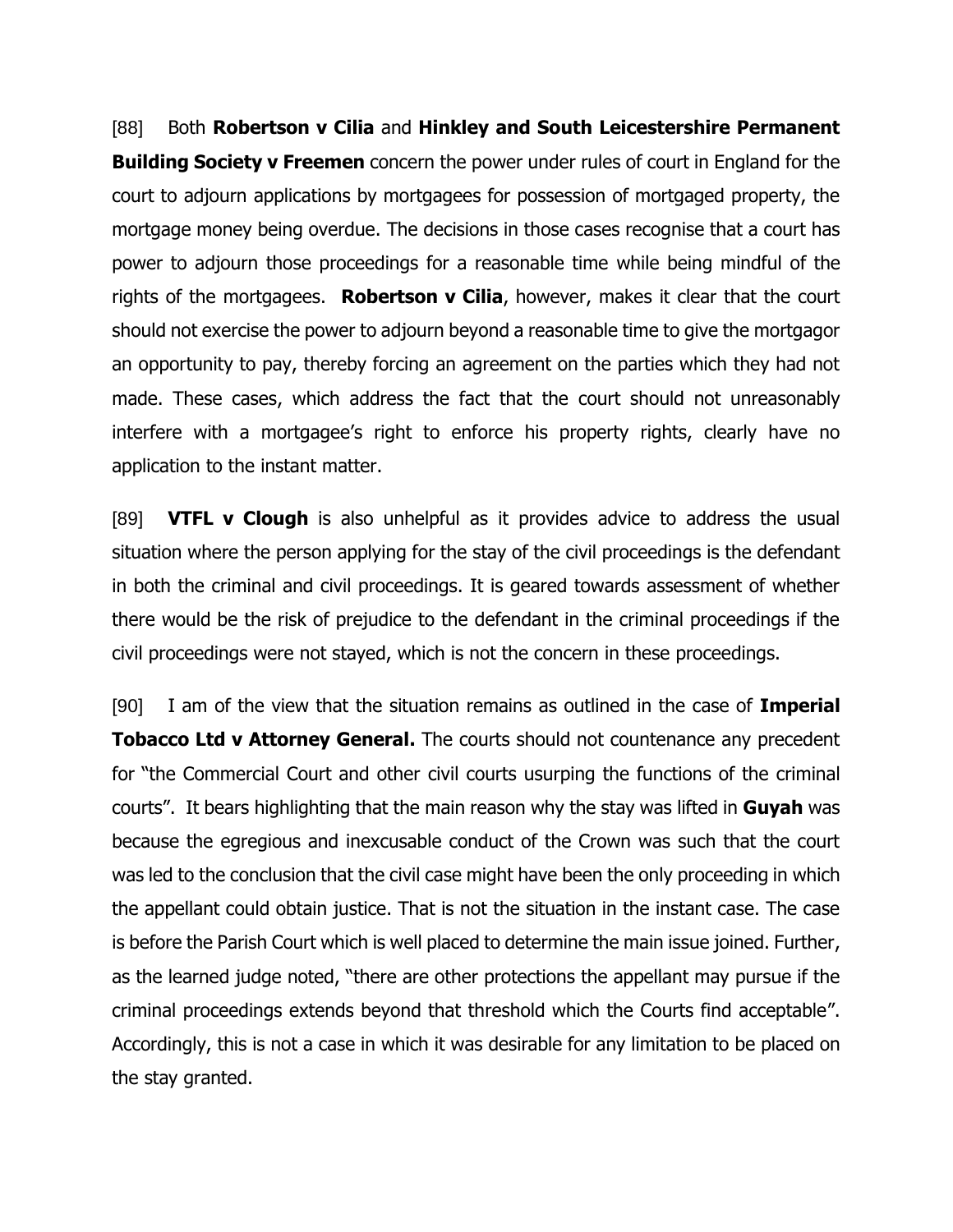[88] Both **Robertson v Cilia** and **Hinkley and South Leicestershire Permanent Building Society v Freemen** concern the power under rules of court in England for the court to adjourn applications by mortgagees for possession of mortgaged property, the mortgage money being overdue. The decisions in those cases recognise that a court has power to adjourn those proceedings for a reasonable time while being mindful of the rights of the mortgagees. **Robertson v Cilia**, however, makes it clear that the court should not exercise the power to adjourn beyond a reasonable time to give the mortgagor an opportunity to pay, thereby forcing an agreement on the parties which they had not made. These cases, which address the fact that the court should not unreasonably interfere with a mortgagee's right to enforce his property rights, clearly have no application to the instant matter.

[89] **VTFL v Clough** is also unhelpful as it provides advice to address the usual situation where the person applying for the stay of the civil proceedings is the defendant in both the criminal and civil proceedings. It is geared towards assessment of whether there would be the risk of prejudice to the defendant in the criminal proceedings if the civil proceedings were not stayed, which is not the concern in these proceedings.

[90] I am of the view that the situation remains as outlined in the case of **Imperial Tobacco Ltd v Attorney General.** The courts should not countenance any precedent for "the Commercial Court and other civil courts usurping the functions of the criminal courts". It bears highlighting that the main reason why the stay was lifted in **Guyah** was because the egregious and inexcusable conduct of the Crown was such that the court was led to the conclusion that the civil case might have been the only proceeding in which the appellant could obtain justice. That is not the situation in the instant case. The case is before the Parish Court which is well placed to determine the main issue joined. Further, as the learned judge noted, "there are other protections the appellant may pursue if the criminal proceedings extends beyond that threshold which the Courts find acceptable". Accordingly, this is not a case in which it was desirable for any limitation to be placed on the stay granted.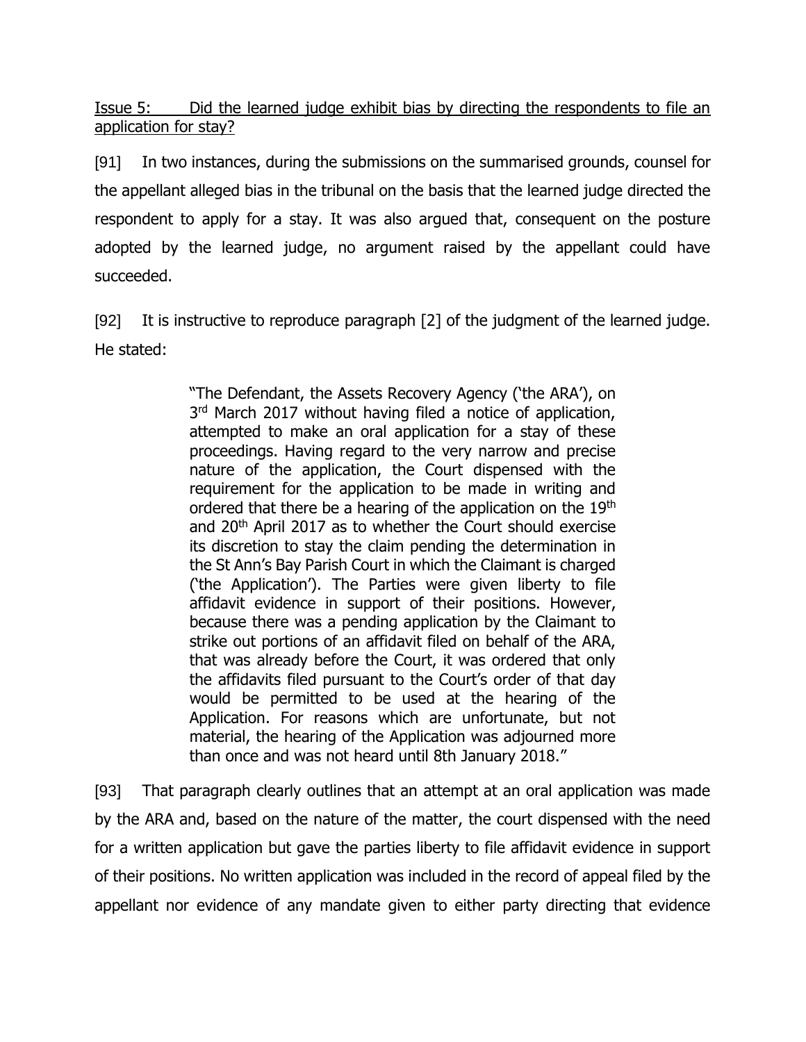<u>Issue 5: Did the learned judge exhibit bias by directing the respondents to file an application for stay?</u>

[91] In two instances, during the submissions on the summarised grounds, counsel for the appellant alleged bias in the tribunal on the basis that the learned judge directed the respondent to apply for a stay. It was also argued that, consequent on the posture adopted by the learned judge, no argument raised by the appellant could have succeeded.

[92] It is instructive to reproduce paragraph [2] of the judgment of the learned judge. He stated:

> "The Defendant, the Assets Recovery Agency ('the ARA'), on 3rd March 2017 without having filed a notice of application, attempted to make an oral application for a stay of these proceedings. Having regard to the very narrow and precise nature of the application, the Court dispensed with the requirement for the application to be made in writing and ordered that there be a hearing of the application on the 19th and 20th April 2017 as to whether the Court should exercise its discretion to stay the claim pending the determination in the St Ann's Bay Parish Court in which the Claimant is charged ('the Application'). The Parties were given liberty to file affidavit evidence in support of their positions. However, because there was a pending application by the Claimant to strike out portions of an affidavit filed on behalf of the ARA, that was already before the Court, it was ordered that only the affidavits filed pursuant to the Court's order of that day would be permitted to be used at the hearing of the Application. For reasons which are unfortunate, but not material, the hearing of the Application was adjourned more than once and was not heard until 8th January 2018."

[93] That paragraph clearly outlines that an attempt at an oral application was made by the ARA and, based on the nature of the matter, the court dispensed with the need for a written application but gave the parties liberty to file affidavit evidence in support of their positions. No written application was included in the record of appeal filed by the appellant nor evidence of any mandate given to either party directing that evidence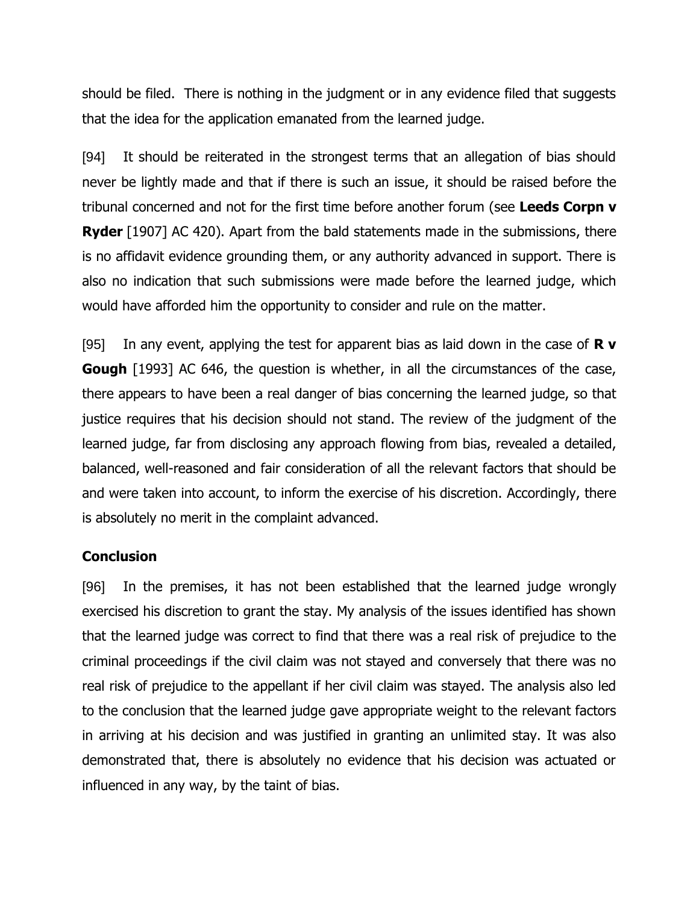should be filed. There is nothing in the judgment or in any evidence filed that suggests that the idea for the application emanated from the learned judge.

[94] It should be reiterated in the strongest terms that an allegation of bias should never be lightly made and that if there is such an issue, it should be raised before the tribunal concerned and not for the first time before another forum (see **Leeds Corpn v Ryder** [1907] AC 420). Apart from the bald statements made in the submissions, there is no affidavit evidence grounding them, or any authority advanced in support. There is also no indication that such submissions were made before the learned judge, which would have afforded him the opportunity to consider and rule on the matter.

[95] In any event, applying the test for apparent bias as laid down in the case of **R v Gough** [1993] AC 646, the question is whether, in all the circumstances of the case, there appears to have been a real danger of bias concerning the learned judge, so that justice requires that his decision should not stand. The review of the judgment of the learned judge, far from disclosing any approach flowing from bias, revealed a detailed, balanced, well-reasoned and fair consideration of all the relevant factors that should be and were taken into account, to inform the exercise of his discretion. Accordingly, there is absolutely no merit in the complaint advanced.

**Conclusion**

[96] In the premises, it has not been established that the learned judge wrongly exercised his discretion to grant the stay. My analysis of the issues identified has shown that the learned judge was correct to find that there was a real risk of prejudice to the criminal proceedings if the civil claim was not stayed and conversely that there was no real risk of prejudice to the appellant if her civil claim was stayed. The analysis also led to the conclusion that the learned judge gave appropriate weight to the relevant factors in arriving at his decision and was justified in granting an unlimited stay. It was also demonstrated that, there is absolutely no evidence that his decision was actuated or influenced in any way, by the taint of bias.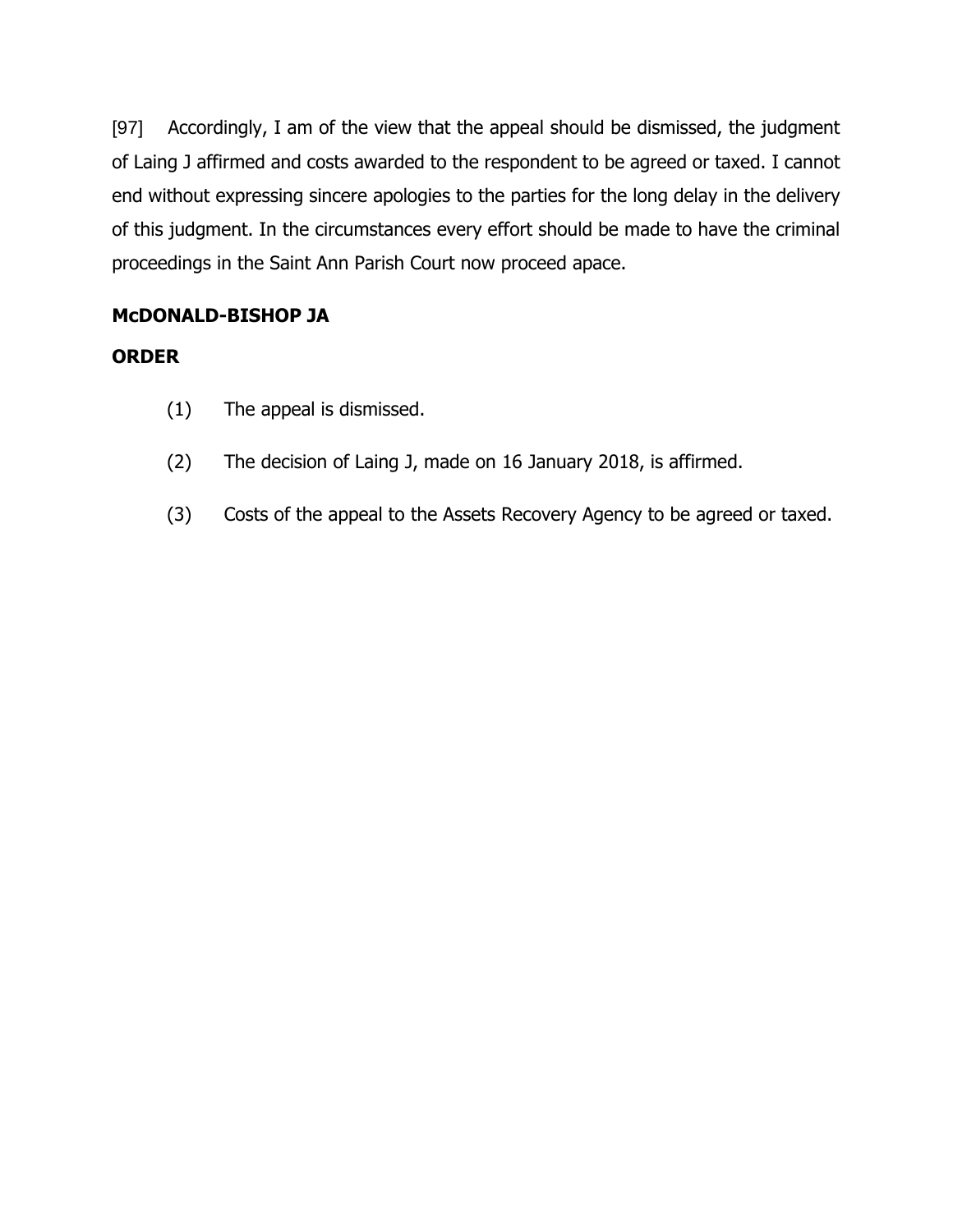[97] Accordingly, I am of the view that the appeal should be dismissed, the judgment of Laing J affirmed and costs awarded to the respondent to be agreed or taxed. I cannot end without expressing sincere apologies to the parties for the long delay in the delivery of this judgment. In the circumstances every effort should be made to have the criminal proceedings in the Saint Ann Parish Court now proceed apace.

**McDONALD-BISHOP JA**

**ORDER**

(1) The appeal is dismissed.

(2) The decision of Laing J, made on 16 January 2018, is affirmed.

(3) Costs of the appeal to the Assets Recovery Agency to be agreed or taxed.